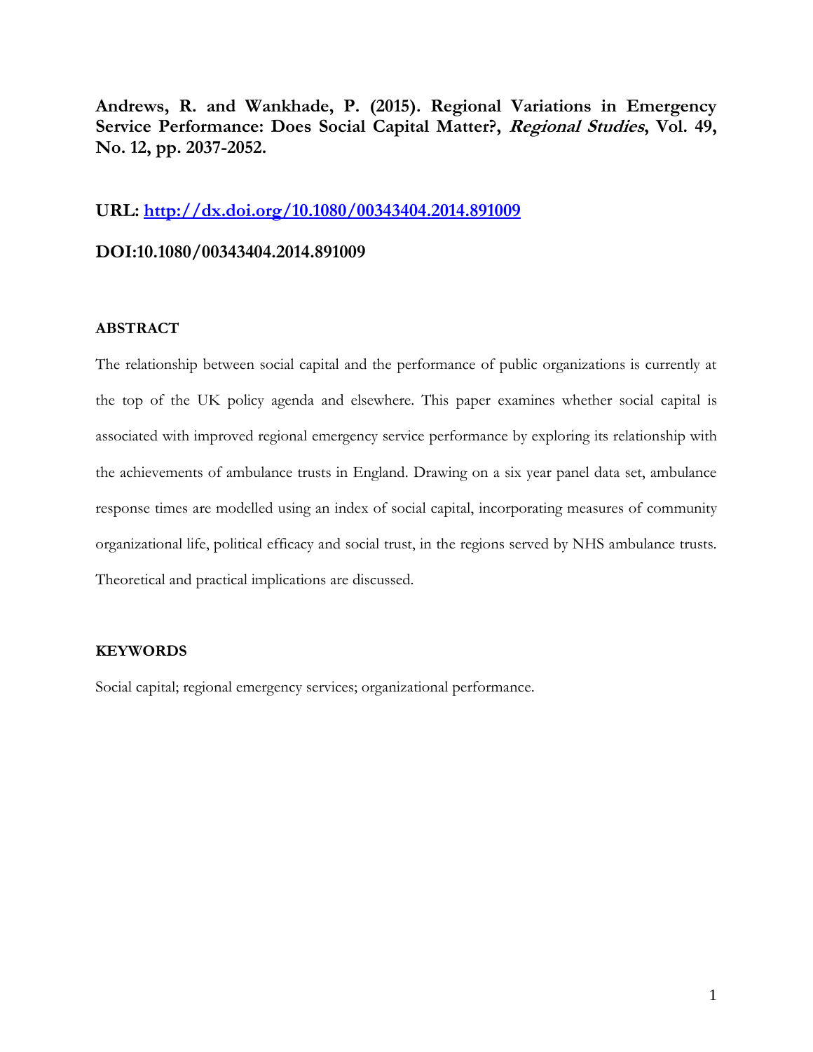**Andrews, R. and Wankhade, P. (2015). Regional Variations in Emergency Service Performance: Does Social Capital Matter?, *Regional Studies*, Vol. 49, No. 12, pp. 2037-2052.**

**URL: [http://dx.doi.org/10.1080/00343404.2014.891009](http://dx.doi.org/10.1080/00343404.2014.891009)**

**DOI:10.1080/00343404.2014.891009**

**ABSTRACT**

The relationship between social capital and the performance of public organizations is currently at the top of the UK policy agenda and elsewhere. This paper examines whether social capital is associated with improved regional emergency service performance by exploring its relationship with the achievements of ambulance trusts in England. Drawing on a six year panel data set, ambulance response times are modelled using an index of social capital, incorporating measures of community organizational life, political efficacy and social trust, in the regions served by NHS ambulance trusts. Theoretical and practical implications are discussed.

**KEYWORDS**

Social capital; regional emergency services; organizational performance.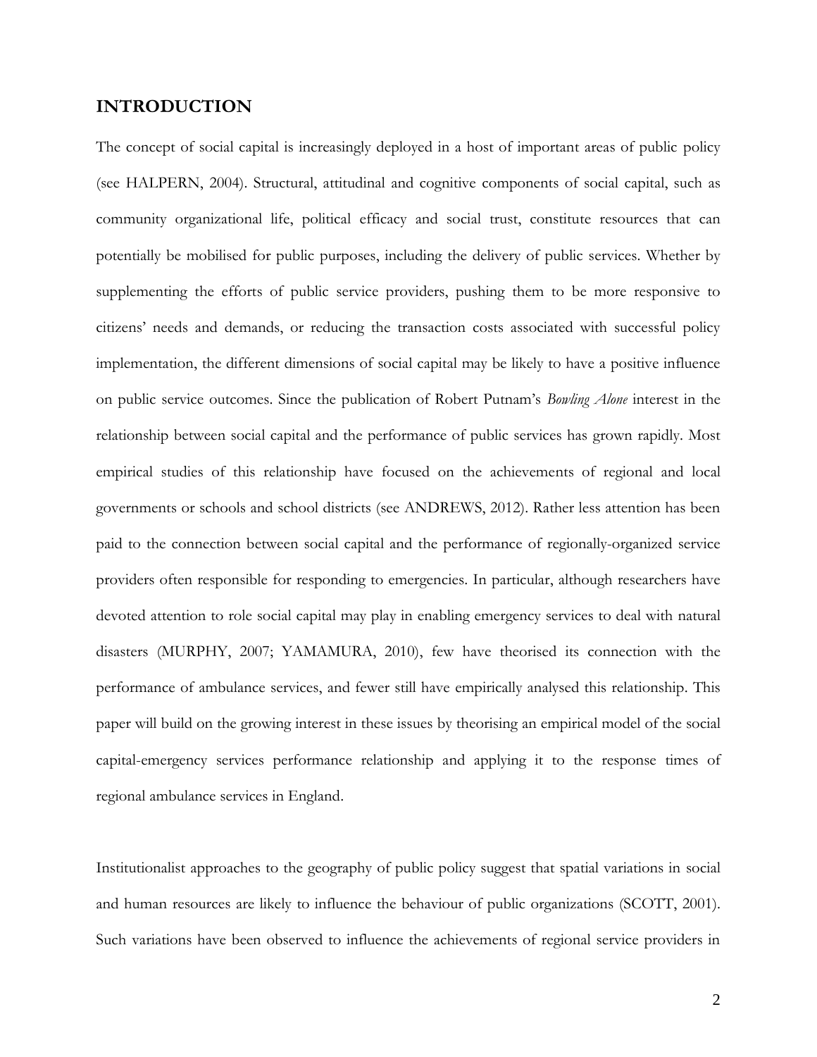## INTRODUCTION

The concept of social capital is increasingly deployed in a host of important areas of public policy (see HALPERN, 2004). Structural, attitudinal and cognitive components of social capital, such as community organizational life, political efficacy and social trust, constitute resources that can potentially be mobilised for public purposes, including the delivery of public services. Whether by supplementing the efforts of public service providers, pushing them to be more responsive to citizens' needs and demands, or reducing the transaction costs associated with successful policy implementation, the different dimensions of social capital may be likely to have a positive influence on public service outcomes. Since the publication of Robert Putnam's *Bowling Alone* interest in the relationship between social capital and the performance of public services has grown rapidly. Most empirical studies of this relationship have focused on the achievements of regional and local governments or schools and school districts (see ANDREWS, 2012). Rather less attention has been paid to the connection between social capital and the performance of regionally-organized service providers often responsible for responding to emergencies. In particular, although researchers have devoted attention to role social capital may play in enabling emergency services to deal with natural disasters (MURPHY, 2007; YAMAMURA, 2010), few have theorised its connection with the performance of ambulance services, and fewer still have empirically analysed this relationship. This paper will build on the growing interest in these issues by theorising an empirical model of the social capital-emergency services performance relationship and applying it to the response times of regional ambulance services in England.

Institutionalist approaches to the geography of public policy suggest that spatial variations in social and human resources are likely to influence the behaviour of public organizations (SCOTT, 2001). Such variations have been observed to influence the achievements of regional service providers in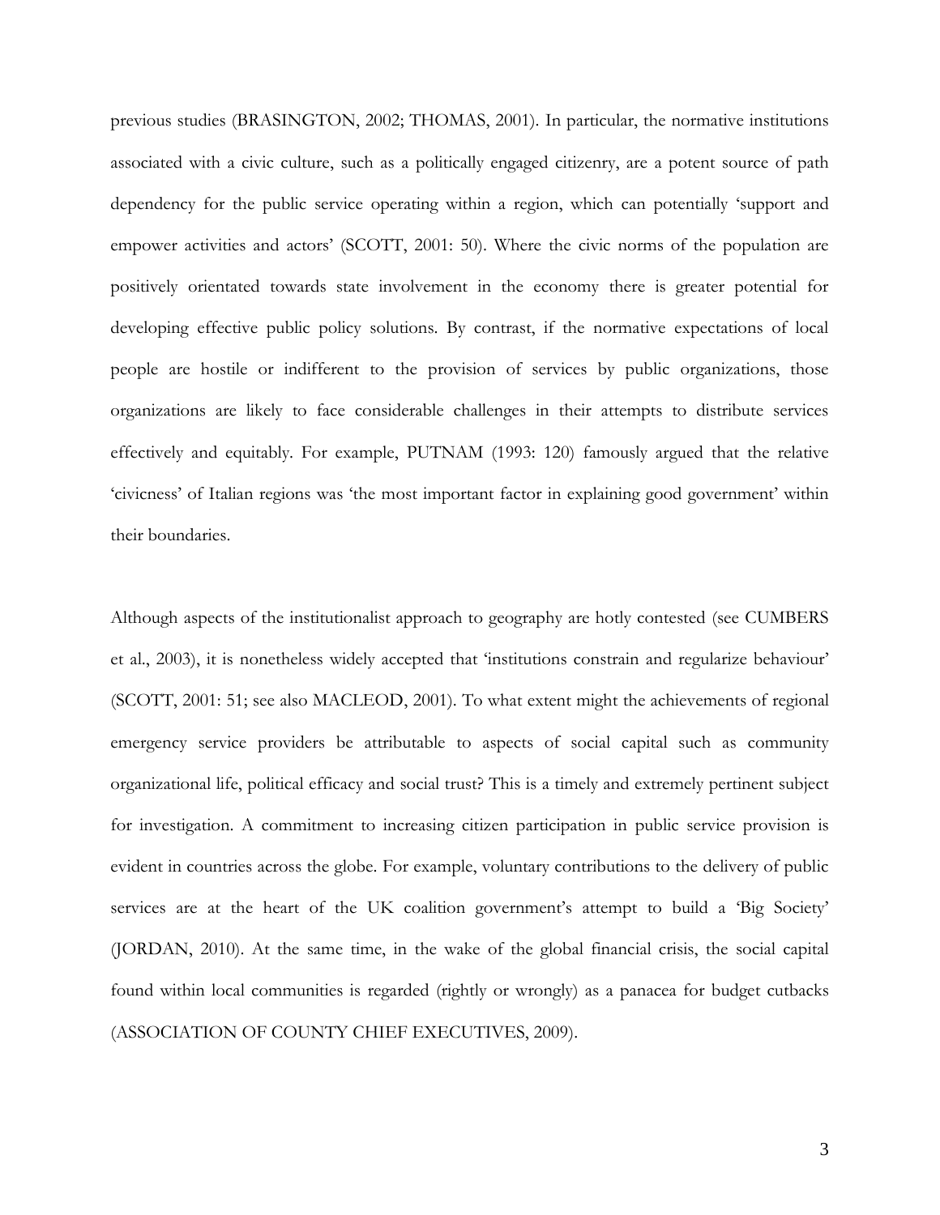previous studies (BRASINGTON, 2002; THOMAS, 2001). In particular, the normative institutions associated with a civic culture, such as a politically engaged citizenry, are a potent source of path dependency for the public service operating within a region, which can potentially 'support and empower activities and actors' (SCOTT, 2001: 50). Where the civic norms of the population are positively orientated towards state involvement in the economy there is greater potential for developing effective public policy solutions. By contrast, if the normative expectations of local people are hostile or indifferent to the provision of services by public organizations, those organizations are likely to face considerable challenges in their attempts to distribute services effectively and equitably. For example, PUTNAM (1993: 120) famously argued that the relative 'civicness' of Italian regions was 'the most important factor in explaining good government' within their boundaries.

Although aspects of the institutionalist approach to geography are hotly contested (see CUMBERS et al., 2003), it is nonetheless widely accepted that 'institutions constrain and regularize behaviour' (SCOTT, 2001: 51; see also MACLEOD, 2001). To what extent might the achievements of regional emergency service providers be attributable to aspects of social capital such as community organizational life, political efficacy and social trust? This is a timely and extremely pertinent subject for investigation. A commitment to increasing citizen participation in public service provision is evident in countries across the globe. For example, voluntary contributions to the delivery of public services are at the heart of the UK coalition government's attempt to build a 'Big Society' (JORDAN, 2010). At the same time, in the wake of the global financial crisis, the social capital found within local communities is regarded (rightly or wrongly) as a panacea for budget cutbacks (ASSOCIATION OF COUNTY CHIEF EXECUTIVES, 2009).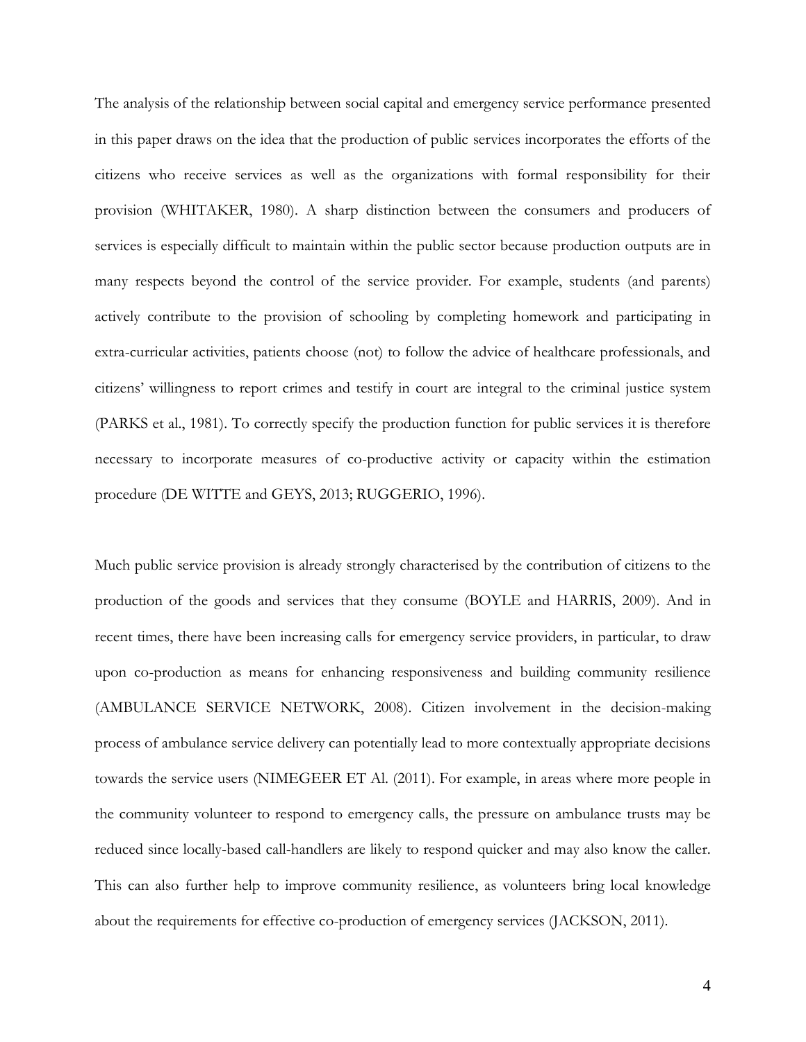The analysis of the relationship between social capital and emergency service performance presented in this paper draws on the idea that the production of public services incorporates the efforts of the citizens who receive services as well as the organizations with formal responsibility for their provision (WHITAKER, 1980). A sharp distinction between the consumers and producers of services is especially difficult to maintain within the public sector because production outputs are in many respects beyond the control of the service provider. For example, students (and parents) actively contribute to the provision of schooling by completing homework and participating in extra-curricular activities, patients choose (not) to follow the advice of healthcare professionals, and citizens' willingness to report crimes and testify in court are integral to the criminal justice system (PARKS et al., 1981). To correctly specify the production function for public services it is therefore necessary to incorporate measures of co-productive activity or capacity within the estimation procedure (DE WITTE and GEYS, 2013; RUGGERIO, 1996).

Much public service provision is already strongly characterised by the contribution of citizens to the production of the goods and services that they consume (BOYLE and HARRIS, 2009). And in recent times, there have been increasing calls for emergency service providers, in particular, to draw upon co-production as means for enhancing responsiveness and building community resilience (AMBULANCE SERVICE NETWORK, 2008). Citizen involvement in the decision-making process of ambulance service delivery can potentially lead to more contextually appropriate decisions towards the service users (NIMEGEER ET Al. (2011). For example, in areas where more people in the community volunteer to respond to emergency calls, the pressure on ambulance trusts may be reduced since locally-based call-handlers are likely to respond quicker and may also know the caller. This can also further help to improve community resilience, as volunteers bring local knowledge about the requirements for effective co-production of emergency services (JACKSON, 2011).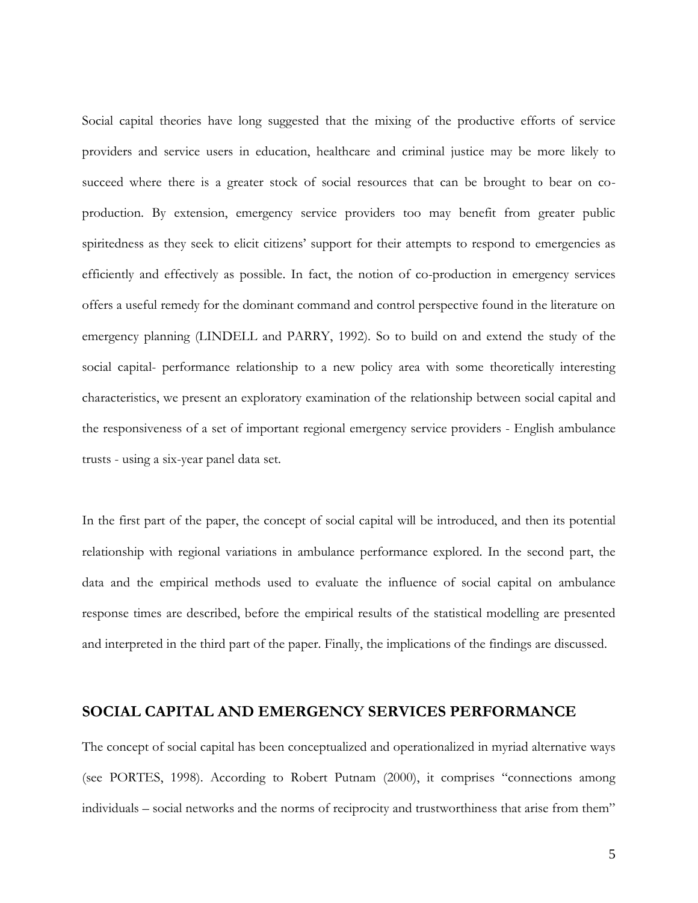Social capital theories have long suggested that the mixing of the productive efforts of service providers and service users in education, healthcare and criminal justice may be more likely to succeed where there is a greater stock of social resources that can be brought to bear on co-production. By extension, emergency service providers too may benefit from greater public spiritedness as they seek to elicit citizens' support for their attempts to respond to emergencies as efficiently and effectively as possible. In fact, the notion of co-production in emergency services offers a useful remedy for the dominant command and control perspective found in the literature on emergency planning (LINDELL and PARRY, 1992). So to build on and extend the study of the social capital- performance relationship to a new policy area with some theoretically interesting characteristics, we present an exploratory examination of the relationship between social capital and the responsiveness of a set of important regional emergency service providers - English ambulance trusts - using a six-year panel data set.

In the first part of the paper, the concept of social capital will be introduced, and then its potential relationship with regional variations in ambulance performance explored. In the second part, the data and the empirical methods used to evaluate the influence of social capital on ambulance response times are described, before the empirical results of the statistical modelling are presented and interpreted in the third part of the paper. Finally, the implications of the findings are discussed.

## SOCIAL CAPITAL AND EMERGENCY SERVICES PERFORMANCE

The concept of social capital has been conceptualized and operationalized in myriad alternative ways (see PORTES, 1998). According to Robert Putnam (2000), it comprises "connections among individuals – social networks and the norms of reciprocity and trustworthiness that arise from them"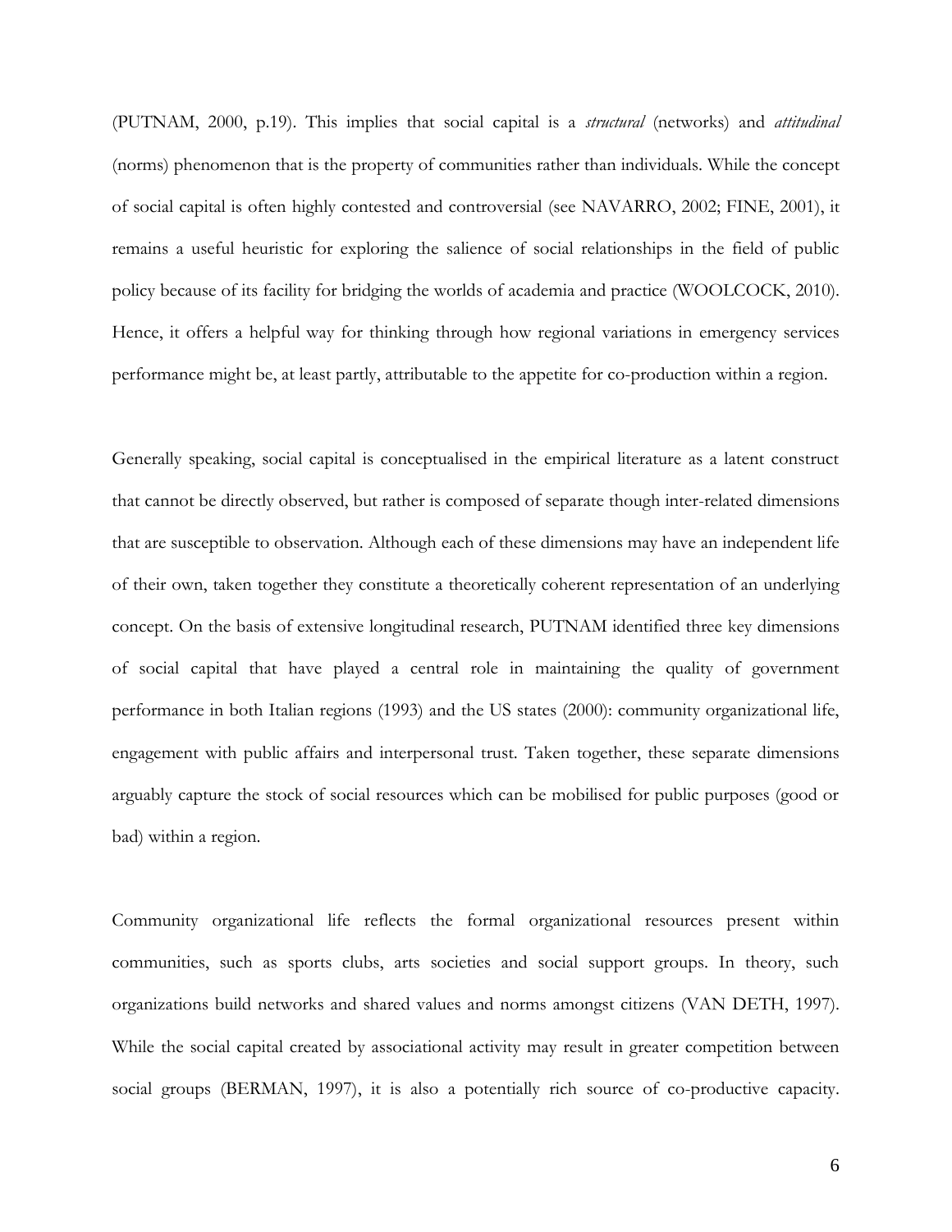(PUTNAM, 2000, p.19). This implies that social capital is a *structural* (networks) and *attitudinal* (norms) phenomenon that is the property of communities rather than individuals. While the concept of social capital is often highly contested and controversial (see NAVARRO, 2002; FINE, 2001), it remains a useful heuristic for exploring the salience of social relationships in the field of public policy because of its facility for bridging the worlds of academia and practice (WOOLCOCK, 2010). Hence, it offers a helpful way for thinking through how regional variations in emergency services performance might be, at least partly, attributable to the appetite for co-production within a region.

Generally speaking, social capital is conceptualised in the empirical literature as a latent construct that cannot be directly observed, but rather is composed of separate though inter-related dimensions that are susceptible to observation. Although each of these dimensions may have an independent life of their own, taken together they constitute a theoretically coherent representation of an underlying concept. On the basis of extensive longitudinal research, PUTNAM identified three key dimensions of social capital that have played a central role in maintaining the quality of government performance in both Italian regions (1993) and the US states (2000): community organizational life, engagement with public affairs and interpersonal trust. Taken together, these separate dimensions arguably capture the stock of social resources which can be mobilised for public purposes (good or bad) within a region.

Community organizational life reflects the formal organizational resources present within communities, such as sports clubs, arts societies and social support groups. In theory, such organizations build networks and shared values and norms amongst citizens (VAN DETH, 1997). While the social capital created by associational activity may result in greater competition between social groups (BERMAN, 1997), it is also a potentially rich source of co-productive capacity.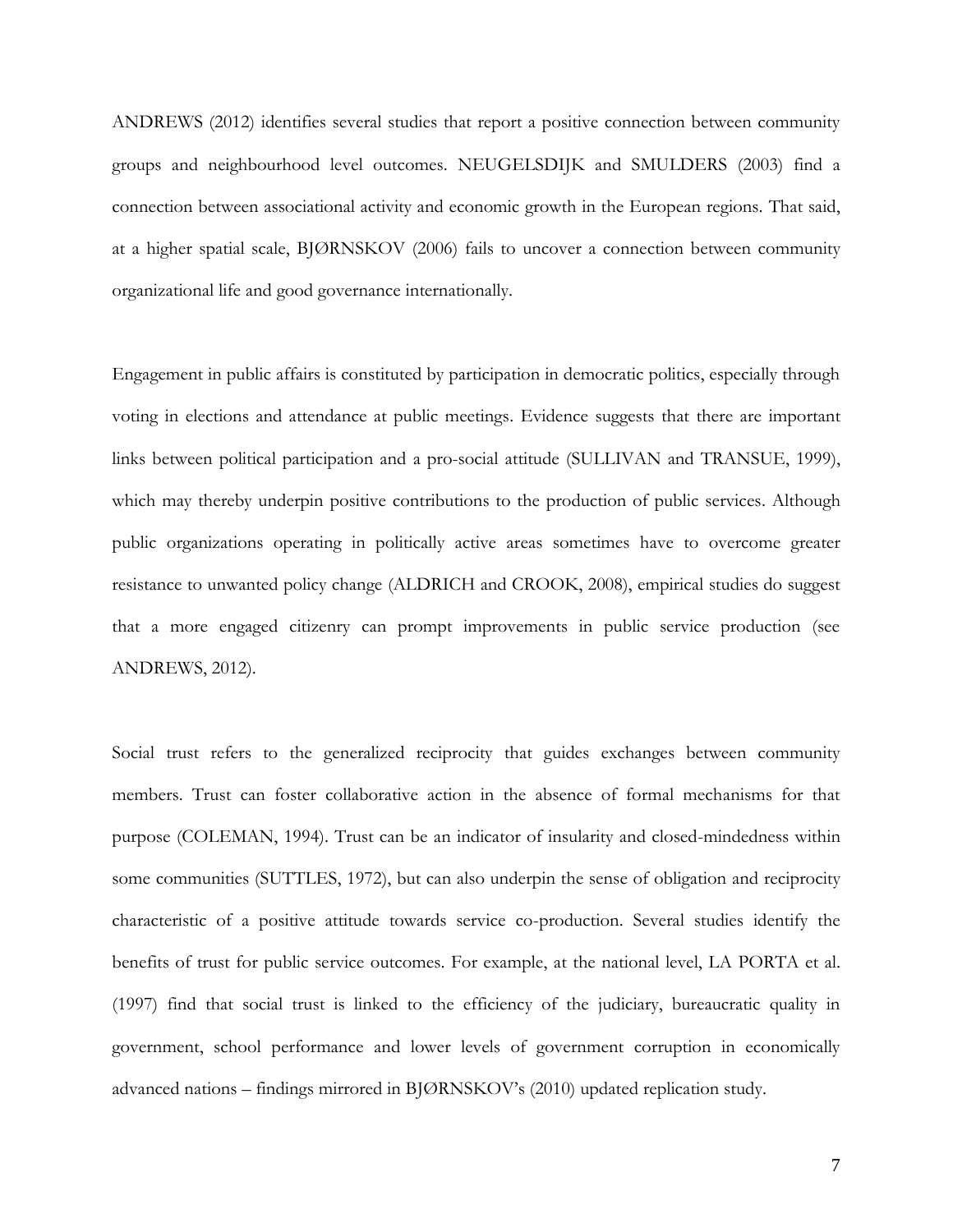ANDREWS (2012) identifies several studies that report a positive connection between community groups and neighbourhood level outcomes. NEUGELSDIJK and SMULDERS (2003) find a connection between associational activity and economic growth in the European regions. That said, at a higher spatial scale, BJØRNSKOV (2006) fails to uncover a connection between community organizational life and good governance internationally.

Engagement in public affairs is constituted by participation in democratic politics, especially through voting in elections and attendance at public meetings. Evidence suggests that there are important links between political participation and a pro-social attitude (SULLIVAN and TRANSUE, 1999), which may thereby underpin positive contributions to the production of public services. Although public organizations operating in politically active areas sometimes have to overcome greater resistance to unwanted policy change (ALDRICH and CROOK, 2008), empirical studies do suggest that a more engaged citizenry can prompt improvements in public service production (see ANDREWS, 2012).

Social trust refers to the generalized reciprocity that guides exchanges between community members. Trust can foster collaborative action in the absence of formal mechanisms for that purpose (COLEMAN, 1994). Trust can be an indicator of insularity and closed-mindedness within some communities (SUTTLES, 1972), but can also underpin the sense of obligation and reciprocity characteristic of a positive attitude towards service co-production. Several studies identify the benefits of trust for public service outcomes. For example, at the national level, LA PORTA et al. (1997) find that social trust is linked to the efficiency of the judiciary, bureaucratic quality in government, school performance and lower levels of government corruption in economically advanced nations – findings mirrored in BJØRNSKOV's (2010) updated replication study.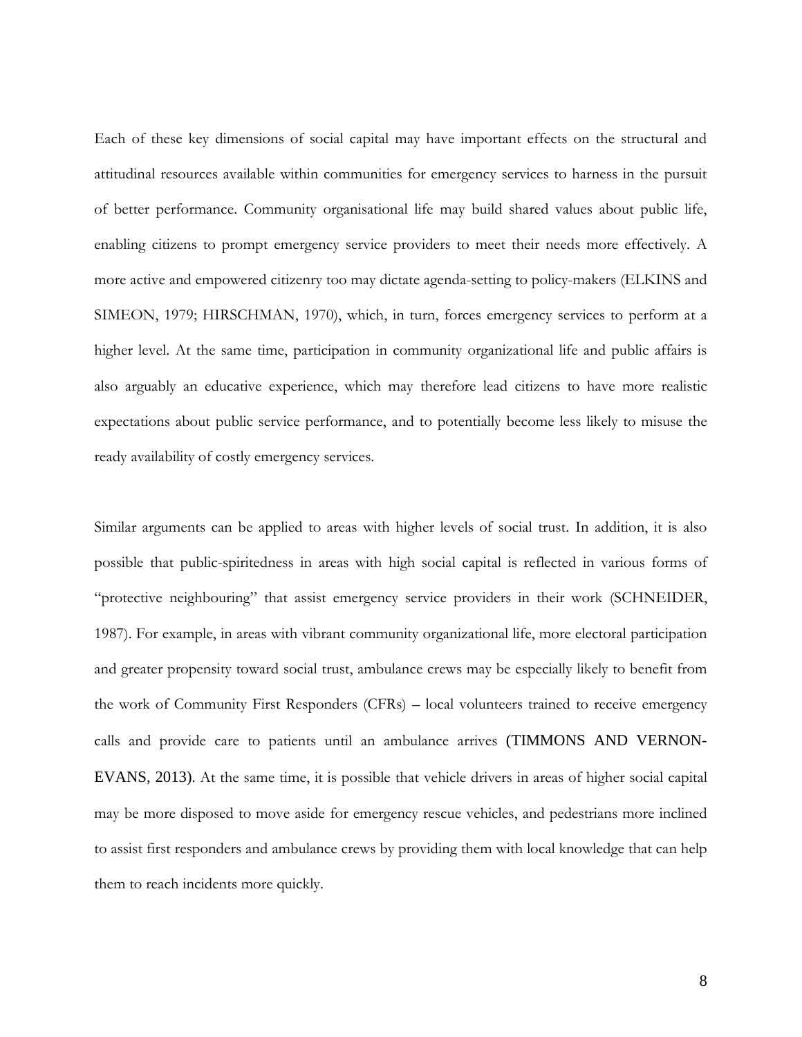Each of these key dimensions of social capital may have important effects on the structural and attitudinal resources available within communities for emergency services to harness in the pursuit of better performance. Community organisational life may build shared values about public life, enabling citizens to prompt emergency service providers to meet their needs more effectively. A more active and empowered citizenry too may dictate agenda-setting to policy-makers (ELKINS and SIMEON, 1979; HIRSCHMAN, 1970), which, in turn, forces emergency services to perform at a higher level. At the same time, participation in community organizational life and public affairs is also arguably an educative experience, which may therefore lead citizens to have more realistic expectations about public service performance, and to potentially become less likely to misuse the ready availability of costly emergency services.

Similar arguments can be applied to areas with higher levels of social trust. In addition, it is also possible that public-spiritedness in areas with high social capital is reflected in various forms of "protective neighbouring" that assist emergency service providers in their work (SCHNEIDER, 1987). For example, in areas with vibrant community organizational life, more electoral participation and greater propensity toward social trust, ambulance crews may be especially likely to benefit from the work of Community First Responders (CFRs) – local volunteers trained to receive emergency calls and provide care to patients until an ambulance arrives (TIMMONS AND VERNON-EVANS, 2013). At the same time, it is possible that vehicle drivers in areas of higher social capital may be more disposed to move aside for emergency rescue vehicles, and pedestrians more inclined to assist first responders and ambulance crews by providing them with local knowledge that can help them to reach incidents more quickly.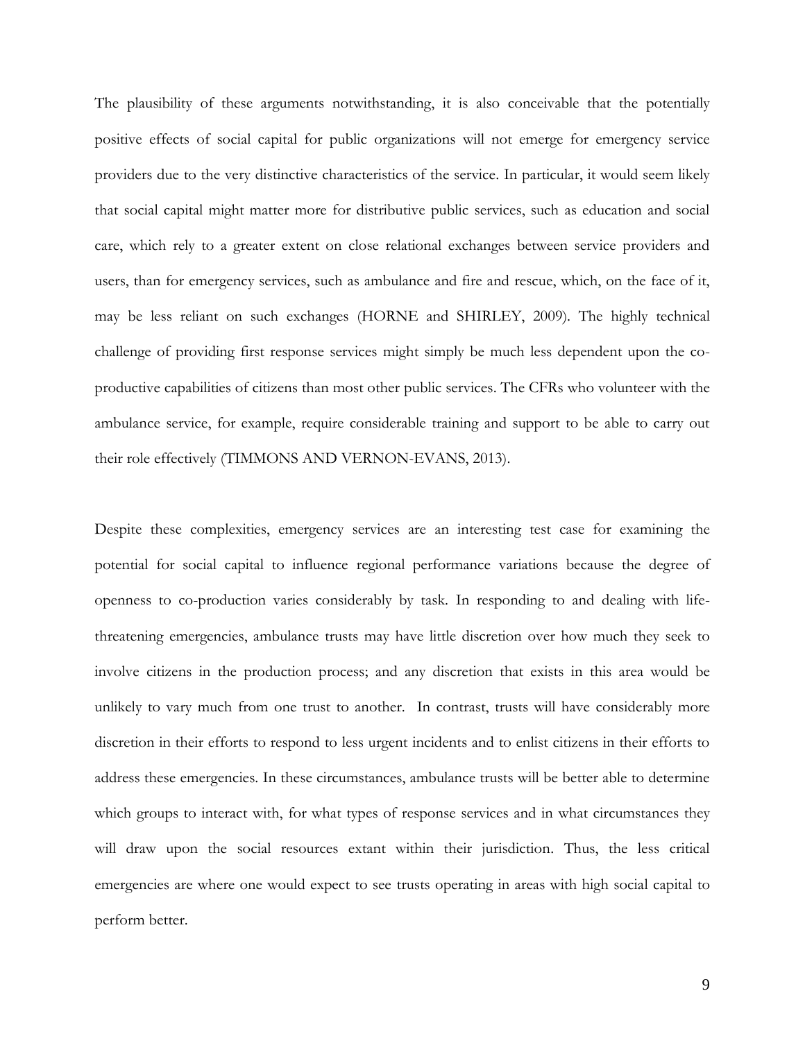The plausibility of these arguments notwithstanding, it is also conceivable that the potentially positive effects of social capital for public organizations will not emerge for emergency service providers due to the very distinctive characteristics of the service. In particular, it would seem likely that social capital might matter more for distributive public services, such as education and social care, which rely to a greater extent on close relational exchanges between service providers and users, than for emergency services, such as ambulance and fire and rescue, which, on the face of it, may be less reliant on such exchanges (HORNE and SHIRLEY, 2009). The highly technical challenge of providing first response services might simply be much less dependent upon the co-productive capabilities of citizens than most other public services. The CFRs who volunteer with the ambulance service, for example, require considerable training and support to be able to carry out their role effectively (TIMMONS AND VERNON-EVANS, 2013).

Despite these complexities, emergency services are an interesting test case for examining the potential for social capital to influence regional performance variations because the degree of openness to co-production varies considerably by task. In responding to and dealing with life-threatening emergencies, ambulance trusts may have little discretion over how much they seek to involve citizens in the production process; and any discretion that exists in this area would be unlikely to vary much from one trust to another. In contrast, trusts will have considerably more discretion in their efforts to respond to less urgent incidents and to enlist citizens in their efforts to address these emergencies. In these circumstances, ambulance trusts will be better able to determine which groups to interact with, for what types of response services and in what circumstances they will draw upon the social resources extant within their jurisdiction. Thus, the less critical emergencies are where one would expect to see trusts operating in areas with high social capital to perform better.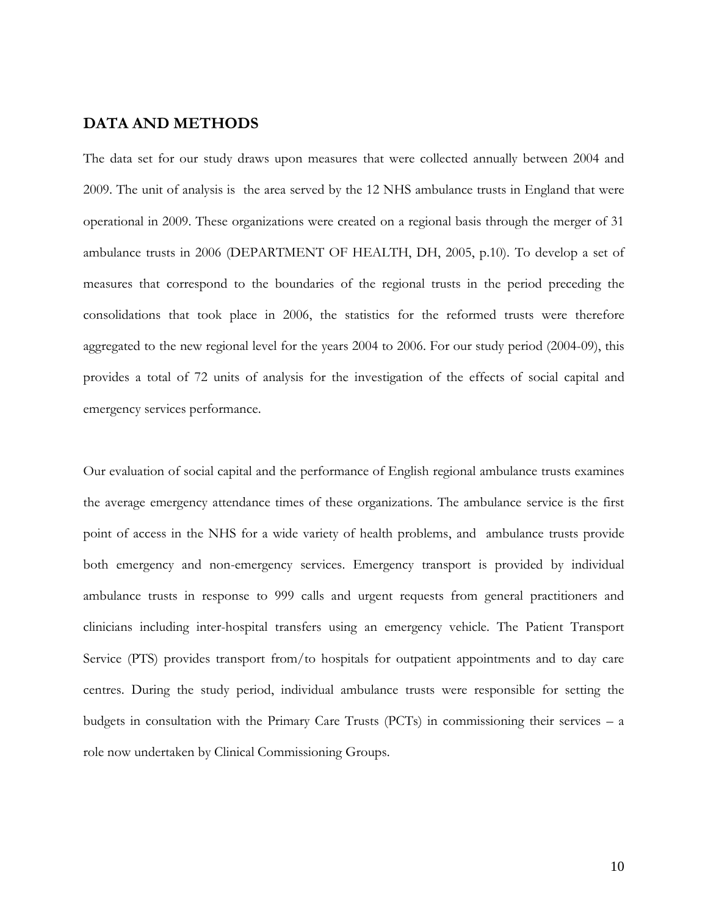## DATA AND METHODS

The data set for our study draws upon measures that were collected annually between 2004 and 2009. The unit of analysis is the area served by the 12 NHS ambulance trusts in England that were operational in 2009. These organizations were created on a regional basis through the merger of 31 ambulance trusts in 2006 (DEPARTMENT OF HEALTH, DH, 2005, p.10). To develop a set of measures that correspond to the boundaries of the regional trusts in the period preceding the consolidations that took place in 2006, the statistics for the reformed trusts were therefore aggregated to the new regional level for the years 2004 to 2006. For our study period (2004-09), this provides a total of 72 units of analysis for the investigation of the effects of social capital and emergency services performance.

Our evaluation of social capital and the performance of English regional ambulance trusts examines the average emergency attendance times of these organizations. The ambulance service is the first point of access in the NHS for a wide variety of health problems, and ambulance trusts provide both emergency and non-emergency services. Emergency transport is provided by individual ambulance trusts in response to 999 calls and urgent requests from general practitioners and clinicians including inter-hospital transfers using an emergency vehicle. The Patient Transport Service (PTS) provides transport from/to hospitals for outpatient appointments and to day care centres. During the study period, individual ambulance trusts were responsible for setting the budgets in consultation with the Primary Care Trusts (PCTs) in commissioning their services – a role now undertaken by Clinical Commissioning Groups.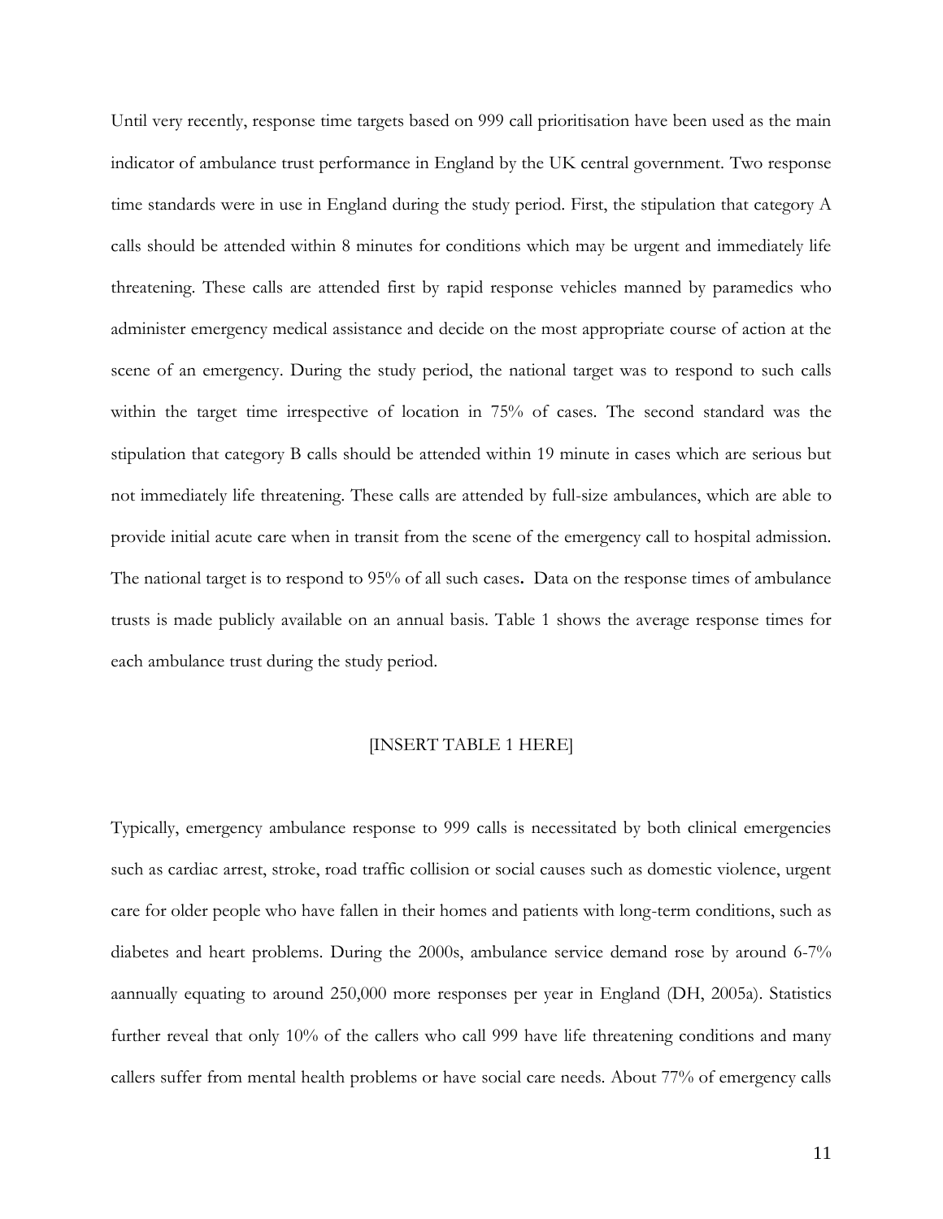Until very recently, response time targets based on 999 call prioritisation have been used as the main indicator of ambulance trust performance in England by the UK central government. Two response time standards were in use in England during the study period. First, the stipulation that category A calls should be attended within 8 minutes for conditions which may be urgent and immediately life threatening. These calls are attended first by rapid response vehicles manned by paramedics who administer emergency medical assistance and decide on the most appropriate course of action at the scene of an emergency. During the study period, the national target was to respond to such calls within the target time irrespective of location in 75% of cases. The second standard was the stipulation that category B calls should be attended within 19 minute in cases which are serious but not immediately life threatening. These calls are attended by full-size ambulances, which are able to provide initial acute care when in transit from the scene of the emergency call to hospital admission. The national target is to respond to 95% of all such cases**.** Data on the response times of ambulance trusts is made publicly available on an annual basis. Table 1 shows the average response times for each ambulance trust during the study period.

[INSERT TABLE 1 HERE]

Typically, emergency ambulance response to 999 calls is necessitated by both clinical emergencies such as cardiac arrest, stroke, road traffic collision or social causes such as domestic violence, urgent care for older people who have fallen in their homes and patients with long-term conditions, such as diabetes and heart problems. During the 2000s, ambulance service demand rose by around 6-7% aannually equating to around 250,000 more responses per year in England (DH, 2005a). Statistics further reveal that only 10% of the callers who call 999 have life threatening conditions and many callers suffer from mental health problems or have social care needs. About 77% of emergency calls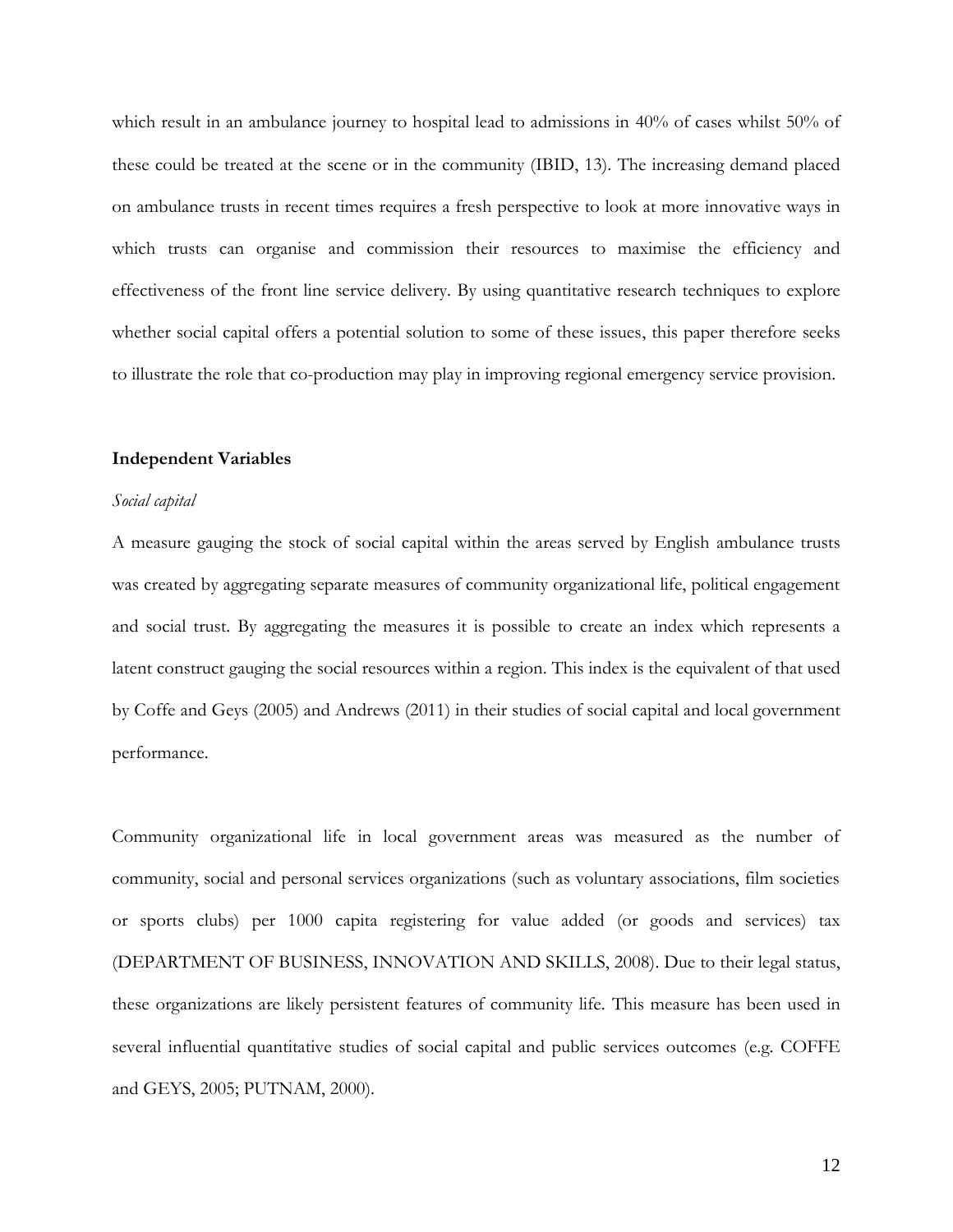which result in an ambulance journey to hospital lead to admissions in 40% of cases whilst 50% of these could be treated at the scene or in the community (IBID, 13). The increasing demand placed on ambulance trusts in recent times requires a fresh perspective to look at more innovative ways in which trusts can organise and commission their resources to maximise the efficiency and effectiveness of the front line service delivery. By using quantitative research techniques to explore whether social capital offers a potential solution to some of these issues, this paper therefore seeks to illustrate the role that co-production may play in improving regional emergency service provision.

**Independent Variables**

*Social capital*

A measure gauging the stock of social capital within the areas served by English ambulance trusts was created by aggregating separate measures of community organizational life, political engagement and social trust. By aggregating the measures it is possible to create an index which represents a latent construct gauging the social resources within a region. This index is the equivalent of that used by Coffe and Geys (2005) and Andrews (2011) in their studies of social capital and local government performance.

Community organizational life in local government areas was measured as the number of community, social and personal services organizations (such as voluntary associations, film societies or sports clubs) per 1000 capita registering for value added (or goods and services) tax (DEPARTMENT OF BUSINESS, INNOVATION AND SKILLS, 2008). Due to their legal status, these organizations are likely persistent features of community life. This measure has been used in several influential quantitative studies of social capital and public services outcomes (e.g. COFFE and GEYS, 2005; PUTNAM, 2000).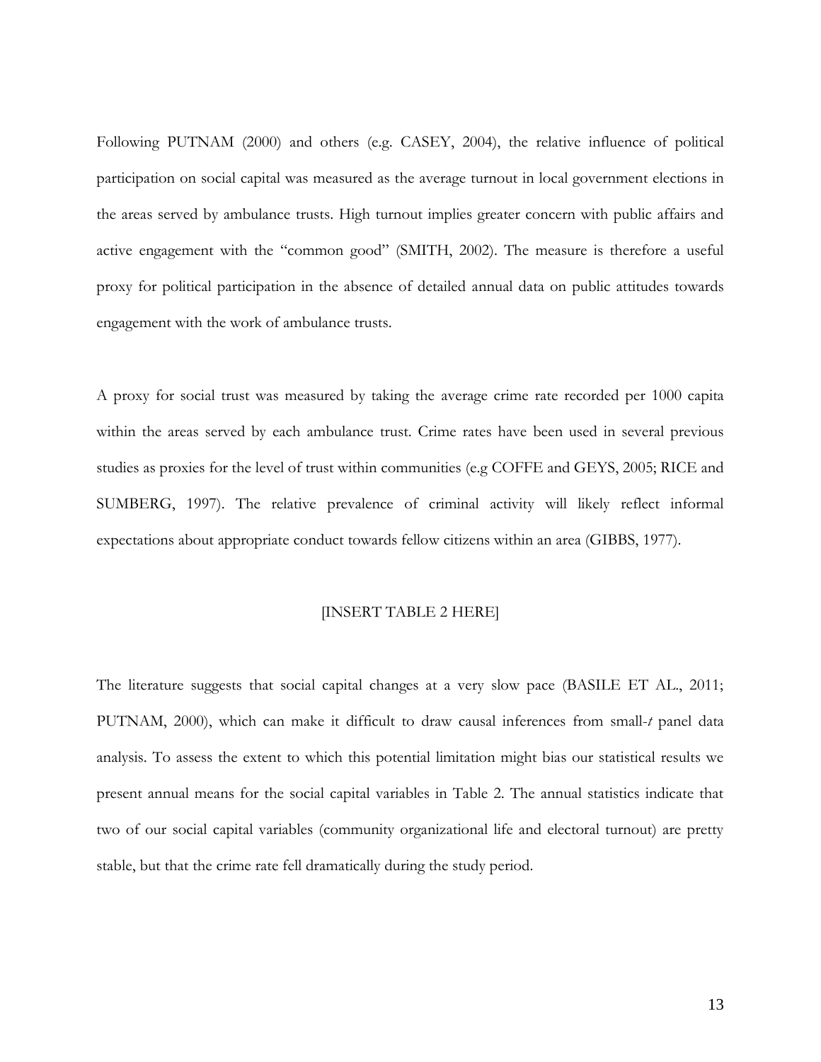Following PUTNAM (2000) and others (e.g. CASEY, 2004), the relative influence of political participation on social capital was measured as the average turnout in local government elections in the areas served by ambulance trusts. High turnout implies greater concern with public affairs and active engagement with the "common good" (SMITH, 2002). The measure is therefore a useful proxy for political participation in the absence of detailed annual data on public attitudes towards engagement with the work of ambulance trusts.

A proxy for social trust was measured by taking the average crime rate recorded per 1000 capita within the areas served by each ambulance trust. Crime rates have been used in several previous studies as proxies for the level of trust within communities (e.g COFFE and GEYS, 2005; RICE and SUMBERG, 1997). The relative prevalence of criminal activity will likely reflect informal expectations about appropriate conduct towards fellow citizens within an area (GIBBS, 1977).

[INSERT TABLE 2 HERE]

The literature suggests that social capital changes at a very slow pace (BASILE ET AL., 2011; PUTNAM, 2000), which can make it difficult to draw causal inferences from small-*t* panel data analysis. To assess the extent to which this potential limitation might bias our statistical results we present annual means for the social capital variables in Table 2. The annual statistics indicate that two of our social capital variables (community organizational life and electoral turnout) are pretty stable, but that the crime rate fell dramatically during the study period.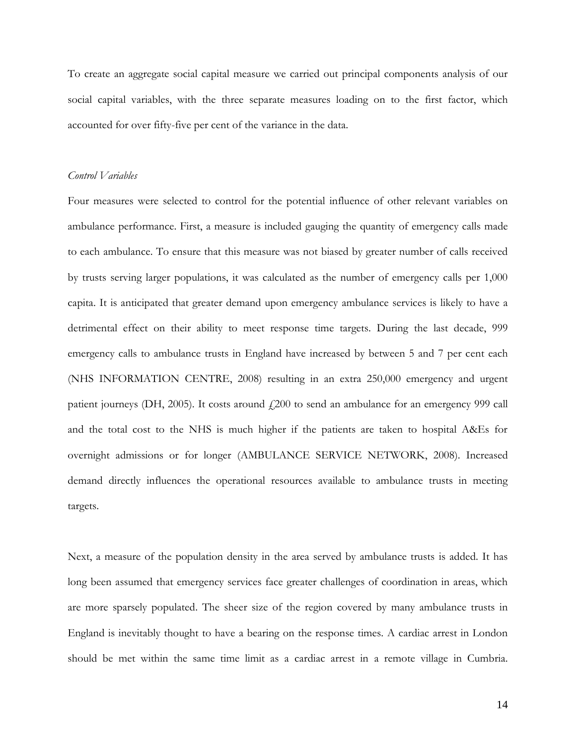To create an aggregate social capital measure we carried out principal components analysis of our social capital variables, with the three separate measures loading on to the first factor, which accounted for over fifty-five per cent of the variance in the data.

*Control Variables*

Four measures were selected to control for the potential influence of other relevant variables on ambulance performance. First, a measure is included gauging the quantity of emergency calls made to each ambulance. To ensure that this measure was not biased by greater number of calls received by trusts serving larger populations, it was calculated as the number of emergency calls per 1,000 capita. It is anticipated that greater demand upon emergency ambulance services is likely to have a detrimental effect on their ability to meet response time targets. During the last decade, 999 emergency calls to ambulance trusts in England have increased by between 5 and 7 per cent each (NHS INFORMATION CENTRE, 2008) resulting in an extra 250,000 emergency and urgent patient journeys (DH, 2005). It costs around £200 to send an ambulance for an emergency 999 call and the total cost to the NHS is much higher if the patients are taken to hospital A&Es for overnight admissions or for longer (AMBULANCE SERVICE NETWORK, 2008). Increased demand directly influences the operational resources available to ambulance trusts in meeting targets.

Next, a measure of the population density in the area served by ambulance trusts is added. It has long been assumed that emergency services face greater challenges of coordination in areas, which are more sparsely populated. The sheer size of the region covered by many ambulance trusts in England is inevitably thought to have a bearing on the response times. A cardiac arrest in London should be met within the same time limit as a cardiac arrest in a remote village in Cumbria.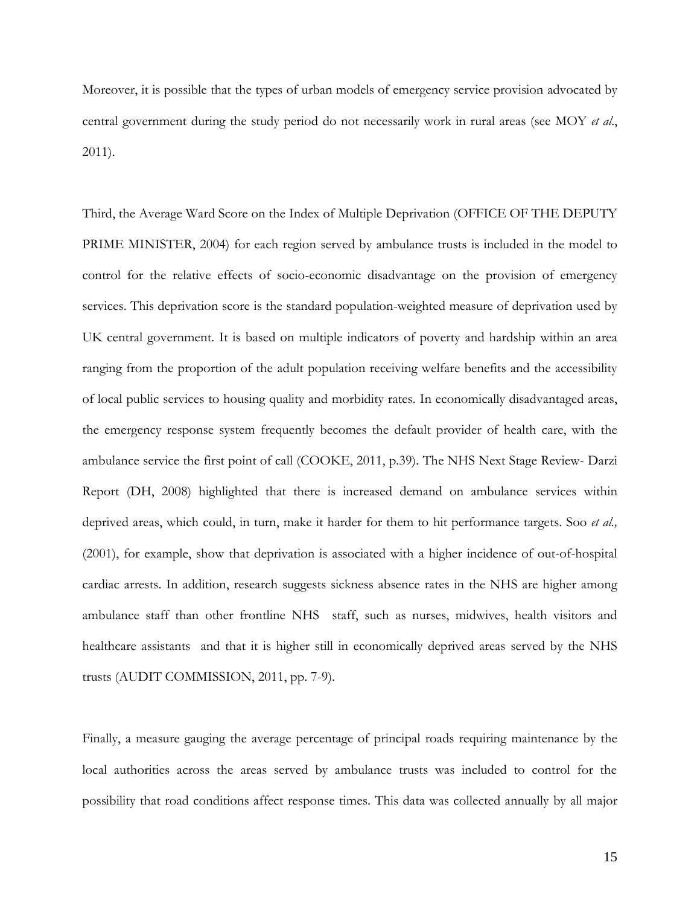Moreover, it is possible that the types of urban models of emergency service provision advocated by central government during the study period do not necessarily work in rural areas (see MOY *et al.*, 2011).

Third, the Average Ward Score on the Index of Multiple Deprivation (OFFICE OF THE DEPUTY PRIME MINISTER, 2004) for each region served by ambulance trusts is included in the model to control for the relative effects of socio-economic disadvantage on the provision of emergency services. This deprivation score is the standard population-weighted measure of deprivation used by UK central government. It is based on multiple indicators of poverty and hardship within an area ranging from the proportion of the adult population receiving welfare benefits and the accessibility of local public services to housing quality and morbidity rates. In economically disadvantaged areas, the emergency response system frequently becomes the default provider of health care, with the ambulance service the first point of call (COOKE, 2011, p.39). The NHS Next Stage Review- Darzi Report (DH, 2008) highlighted that there is increased demand on ambulance services within deprived areas, which could, in turn, make it harder for them to hit performance targets. Soo *et al.,* (2001), for example, show that deprivation is associated with a higher incidence of out-of-hospital cardiac arrests. In addition, research suggests sickness absence rates in the NHS are higher among ambulance staff than other frontline NHS staff, such as nurses, midwives, health visitors and healthcare assistants and that it is higher still in economically deprived areas served by the NHS trusts (AUDIT COMMISSION, 2011, pp. 7-9).

Finally, a measure gauging the average percentage of principal roads requiring maintenance by the local authorities across the areas served by ambulance trusts was included to control for the possibility that road conditions affect response times. This data was collected annually by all major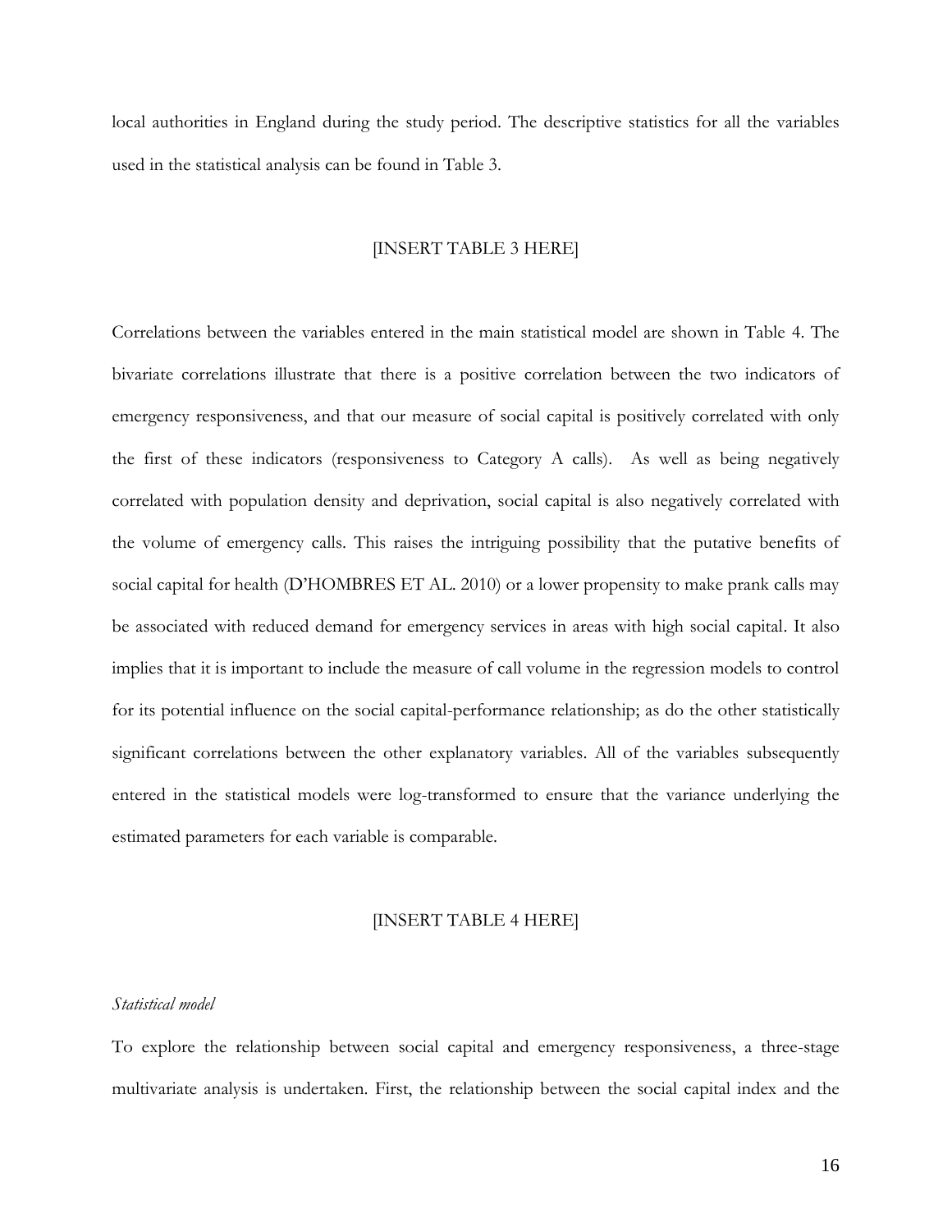local authorities in England during the study period. The descriptive statistics for all the variables used in the statistical analysis can be found in Table 3.

[INSERT TABLE 3 HERE]

Correlations between the variables entered in the main statistical model are shown in Table 4. The bivariate correlations illustrate that there is a positive correlation between the two indicators of emergency responsiveness, and that our measure of social capital is positively correlated with only the first of these indicators (responsiveness to Category A calls). As well as being negatively correlated with population density and deprivation, social capital is also negatively correlated with the volume of emergency calls. This raises the intriguing possibility that the putative benefits of social capital for health (D'HOMBRES ET AL. 2010) or a lower propensity to make prank calls may be associated with reduced demand for emergency services in areas with high social capital. It also implies that it is important to include the measure of call volume in the regression models to control for its potential influence on the social capital-performance relationship; as do the other statistically significant correlations between the other explanatory variables. All of the variables subsequently entered in the statistical models were log-transformed to ensure that the variance underlying the estimated parameters for each variable is comparable.

[INSERT TABLE 4 HERE]

*Statistical model*

To explore the relationship between social capital and emergency responsiveness, a three-stage multivariate analysis is undertaken. First, the relationship between the social capital index and the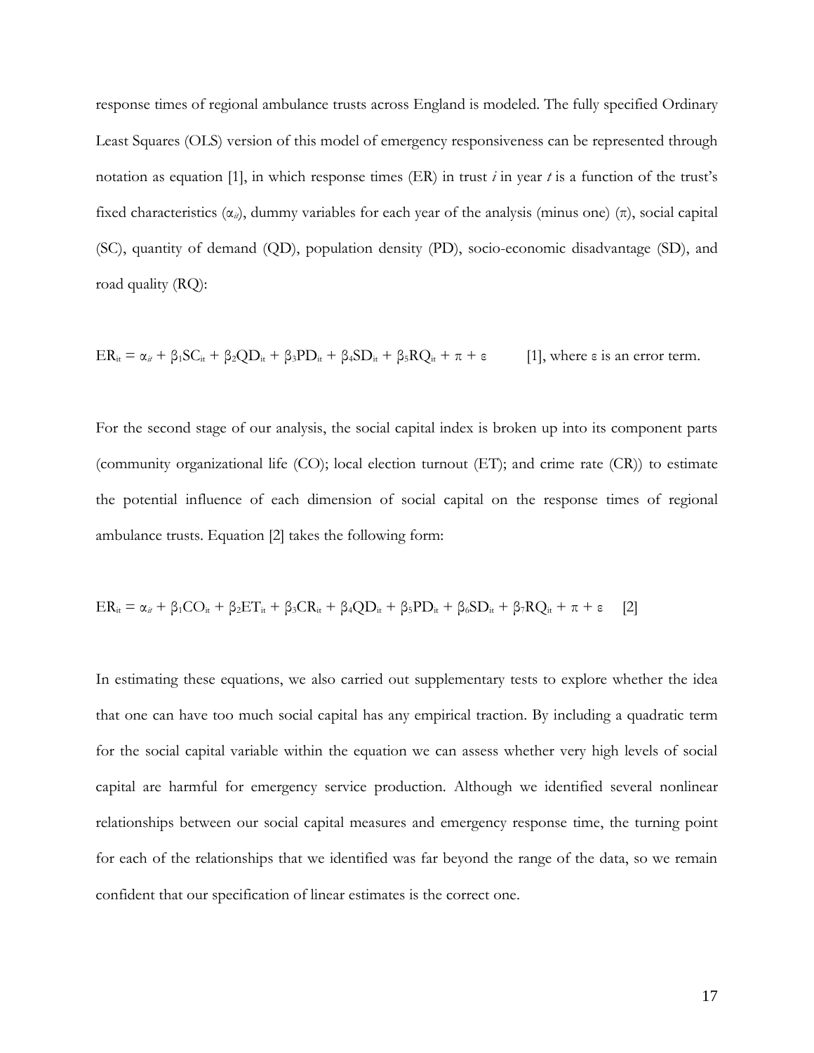response times of regional ambulance trusts across England is modeled. The fully specified Ordinary Least Squares (OLS) version of this model of emergency responsiveness can be represented through notation as equation [1], in which response times (ER) in trust *i* in year *t* is a function of the trust's fixed characteristics ($\alpha_{it}$), dummy variables for each year of the analysis (minus one) ($\pi$), social capital (SC), quantity of demand (QD), population density (PD), socio-economic disadvantage (SD), and road quality (RQ):

$$ER_{it} = \alpha_{it} + \beta_1 SC_{it} + \beta_2 QD_{it} + \beta_3 PD_{it} + \beta_4 SD_{it} + \beta_5 RQ_{it} + \pi + \varepsilon \quad [1]$$

where $\varepsilon$ is an error term.

For the second stage of our analysis, the social capital index is broken up into its component parts (community organizational life (CO); local election turnout (ET); and crime rate (CR)) to estimate the potential influence of each dimension of social capital on the response times of regional ambulance trusts. Equation [2] takes the following form:

$$ER_{it} = \alpha_{it} + \beta_1 CO_{it} + \beta_2 ET_{it} + \beta_3 CR_{it} + \beta_4 QD_{it} + \beta_5 PD_{it} + \beta_6 SD_{it} + \beta_7 RQ_{it} + \pi + \varepsilon \quad [2]$$

In estimating these equations, we also carried out supplementary tests to explore whether the idea that one can have too much social capital has any empirical traction. By including a quadratic term for the social capital variable within the equation we can assess whether very high levels of social capital are harmful for emergency service production. Although we identified several nonlinear relationships between our social capital measures and emergency response time, the turning point for each of the relationships that we identified was far beyond the range of the data, so we remain confident that our specification of linear estimates is the correct one.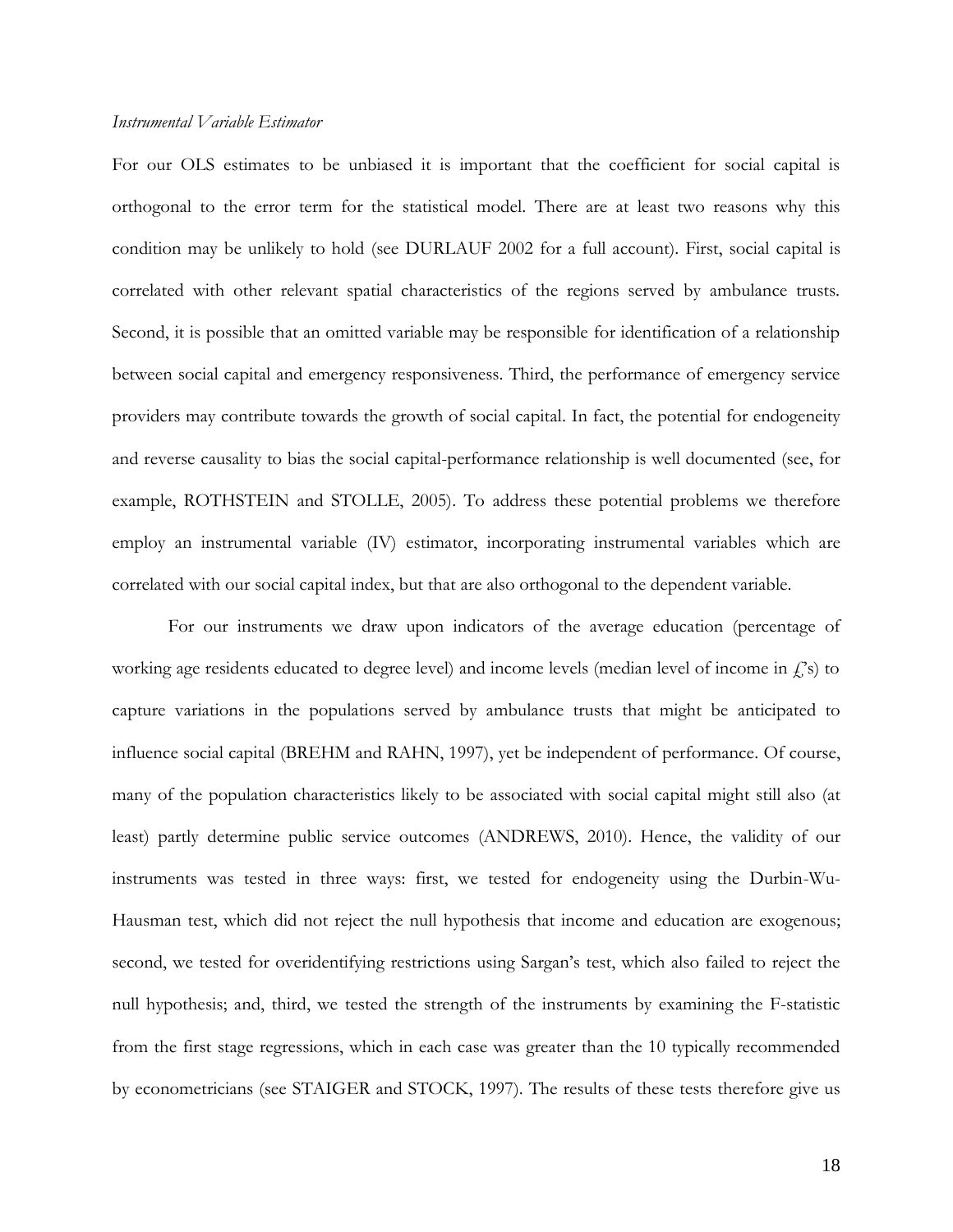*Instrumental Variable Estimator*

For our OLS estimates to be unbiased it is important that the coefficient for social capital is orthogonal to the error term for the statistical model. There are at least two reasons why this condition may be unlikely to hold (see DURLAUF 2002 for a full account). First, social capital is correlated with other relevant spatial characteristics of the regions served by ambulance trusts. Second, it is possible that an omitted variable may be responsible for identification of a relationship between social capital and emergency responsiveness. Third, the performance of emergency service providers may contribute towards the growth of social capital. In fact, the potential for endogeneity and reverse causality to bias the social capital-performance relationship is well documented (see, for example, ROTHSTEIN and STOLLE, 2005). To address these potential problems we therefore employ an instrumental variable (IV) estimator, incorporating instrumental variables which are correlated with our social capital index, but that are also orthogonal to the dependent variable.

For our instruments we draw upon indicators of the average education (percentage of working age residents educated to degree level) and income levels (median level of income in £'s) to capture variations in the populations served by ambulance trusts that might be anticipated to influence social capital (BREHM and RAHN, 1997), yet be independent of performance. Of course, many of the population characteristics likely to be associated with social capital might still also (at least) partly determine public service outcomes (ANDREWS, 2010). Hence, the validity of our instruments was tested in three ways: first, we tested for endogeneity using the Durbin-Wu-Hausman test, which did not reject the null hypothesis that income and education are exogenous; second, we tested for overidentifying restrictions using Sargan's test, which also failed to reject the null hypothesis; and, third, we tested the strength of the instruments by examining the F-statistic from the first stage regressions, which in each case was greater than the 10 typically recommended by econometricians (see STAIGER and STOCK, 1997). The results of these tests therefore give us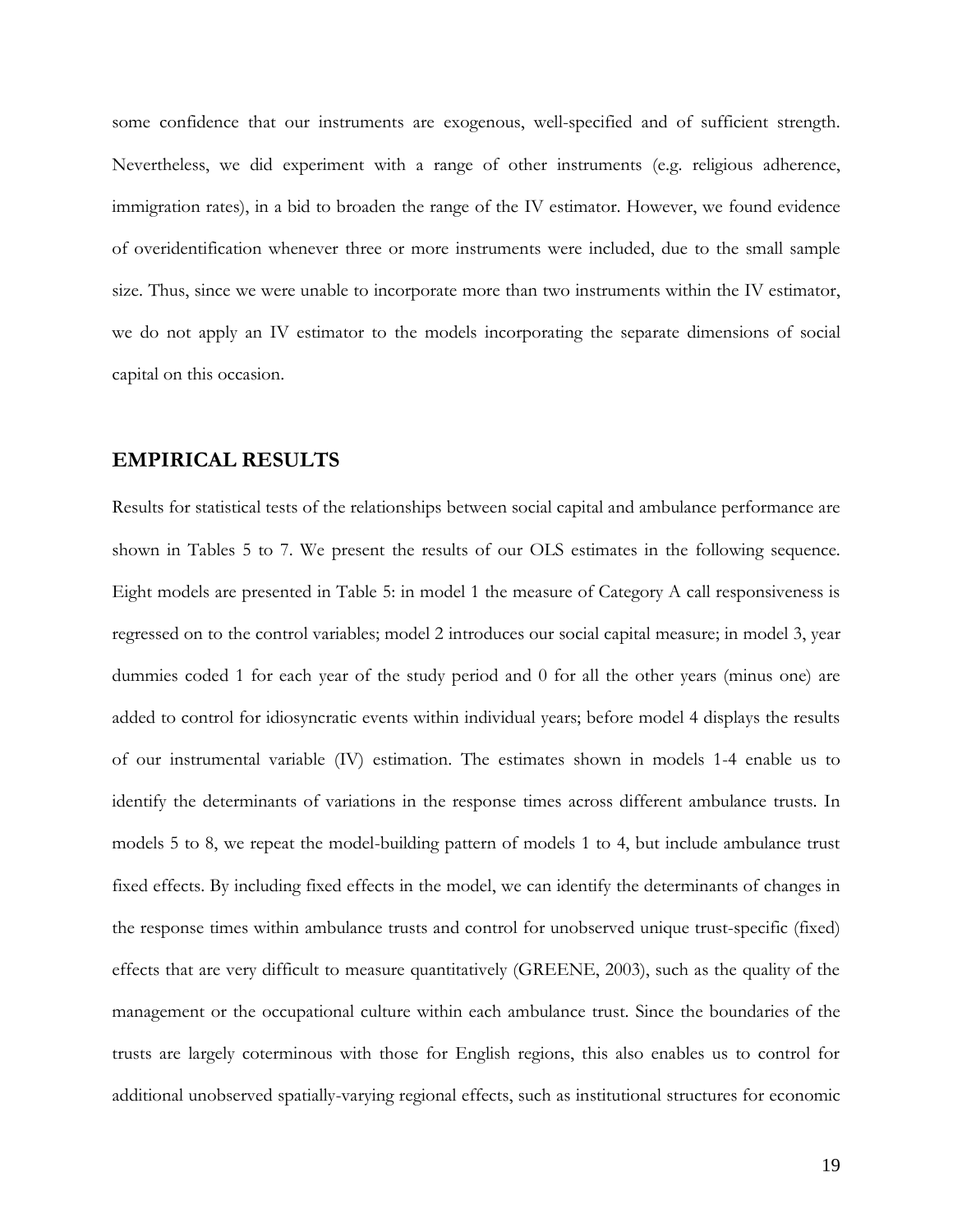some confidence that our instruments are exogenous, well-specified and of sufficient strength. Nevertheless, we did experiment with a range of other instruments (e.g. religious adherence, immigration rates), in a bid to broaden the range of the IV estimator. However, we found evidence of overidentification whenever three or more instruments were included, due to the small sample size. Thus, since we were unable to incorporate more than two instruments within the IV estimator, we do not apply an IV estimator to the models incorporating the separate dimensions of social capital on this occasion.

## EMPIRICAL RESULTS

Results for statistical tests of the relationships between social capital and ambulance performance are shown in Tables 5 to 7. We present the results of our OLS estimates in the following sequence. Eight models are presented in Table 5: in model 1 the measure of Category A call responsiveness is regressed on to the control variables; model 2 introduces our social capital measure; in model 3, year dummies coded 1 for each year of the study period and 0 for all the other years (minus one) are added to control for idiosyncratic events within individual years; before model 4 displays the results of our instrumental variable (IV) estimation. The estimates shown in models 1-4 enable us to identify the determinants of variations in the response times across different ambulance trusts. In models 5 to 8, we repeat the model-building pattern of models 1 to 4, but include ambulance trust fixed effects. By including fixed effects in the model, we can identify the determinants of changes in the response times within ambulance trusts and control for unobserved unique trust-specific (fixed) effects that are very difficult to measure quantitatively (GREENE, 2003), such as the quality of the management or the occupational culture within each ambulance trust. Since the boundaries of the trusts are largely coterminous with those for English regions, this also enables us to control for additional unobserved spatially-varying regional effects, such as institutional structures for economic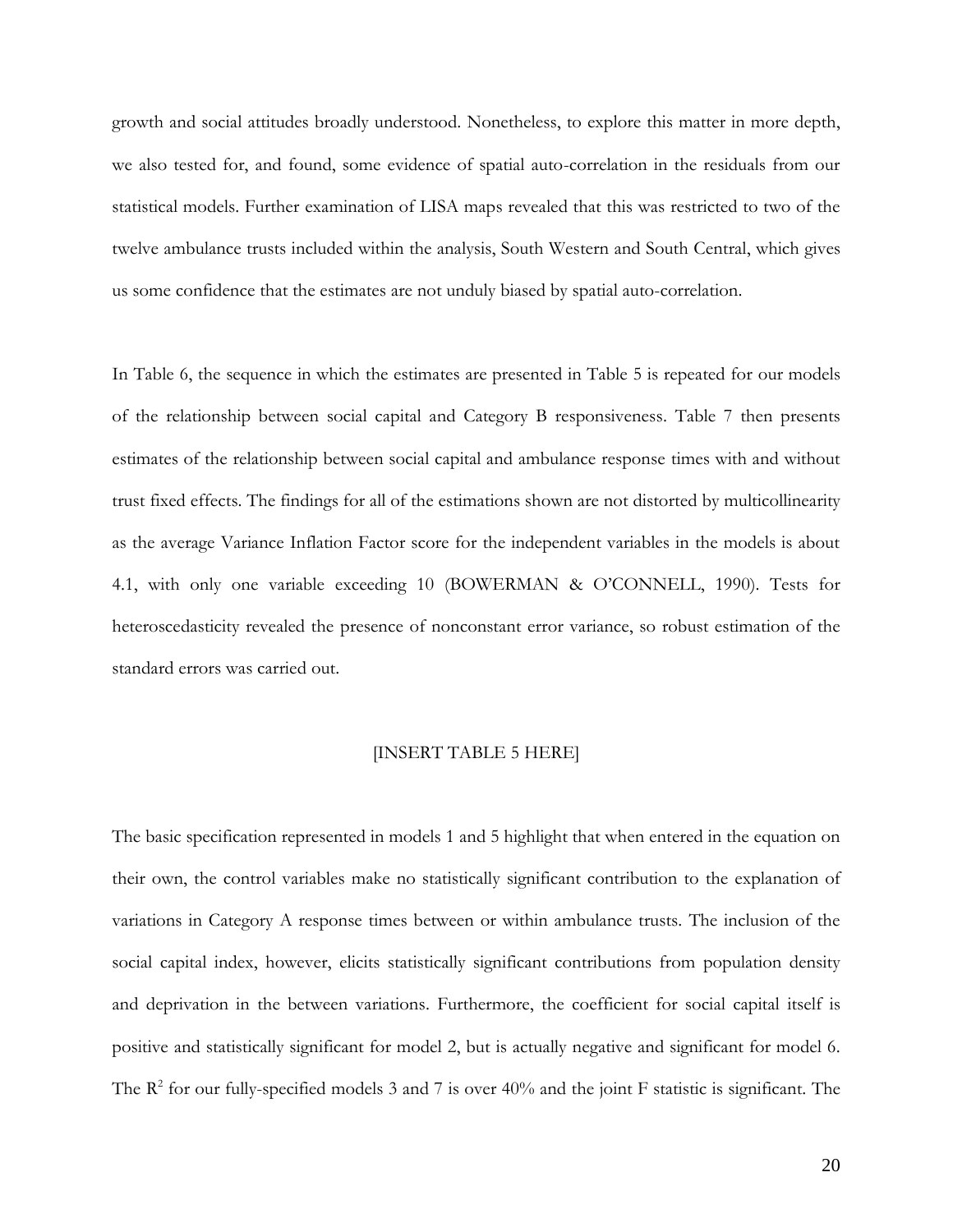growth and social attitudes broadly understood. Nonetheless, to explore this matter in more depth, we also tested for, and found, some evidence of spatial auto-correlation in the residuals from our statistical models. Further examination of LISA maps revealed that this was restricted to two of the twelve ambulance trusts included within the analysis, South Western and South Central, which gives us some confidence that the estimates are not unduly biased by spatial auto-correlation.

In Table 6, the sequence in which the estimates are presented in Table 5 is repeated for our models of the relationship between social capital and Category B responsiveness. Table 7 then presents estimates of the relationship between social capital and ambulance response times with and without trust fixed effects. The findings for all of the estimations shown are not distorted by multicollinearity as the average Variance Inflation Factor score for the independent variables in the models is about 4.1, with only one variable exceeding 10 (BOWERMAN & O'CONNELL, 1990). Tests for heteroscedasticity revealed the presence of nonconstant error variance, so robust estimation of the standard errors was carried out.

[INSERT TABLE 5 HERE]

The basic specification represented in models 1 and 5 highlight that when entered in the equation on their own, the control variables make no statistically significant contribution to the explanation of variations in Category A response times between or within ambulance trusts. The inclusion of the social capital index, however, elicits statistically significant contributions from population density and deprivation in the between variations. Furthermore, the coefficient for social capital itself is positive and statistically significant for model 2, but is actually negative and significant for model 6. The $R^2$ for our fully-specified models 3 and 7 is over 40% and the joint F statistic is significant. The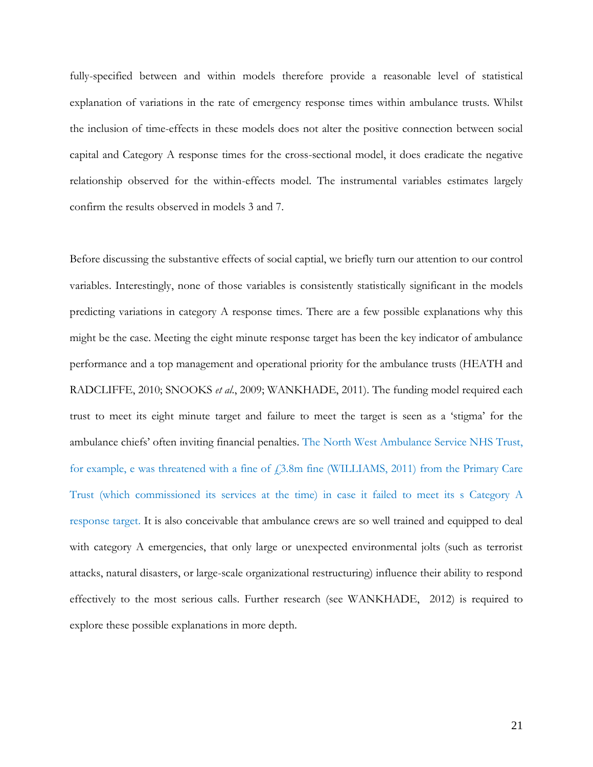fully-specified between and within models therefore provide a reasonable level of statistical explanation of variations in the rate of emergency response times within ambulance trusts. Whilst the inclusion of time-effects in these models does not alter the positive connection between social capital and Category A response times for the cross-sectional model, it does eradicate the negative relationship observed for the within-effects model. The instrumental variables estimates largely confirm the results observed in models 3 and 7.

Before discussing the substantive effects of social captial, we briefly turn our attention to our control variables. Interestingly, none of those variables is consistently statistically significant in the models predicting variations in category A response times. There are a few possible explanations why this might be the case. Meeting the eight minute response target has been the key indicator of ambulance performance and a top management and operational priority for the ambulance trusts (HEATH and RADCLIFFE, 2010; SNOOKS *et al.*, 2009; WANKHADE, 2011). The funding model required each trust to meet its eight minute target and failure to meet the target is seen as a 'stigma' for the ambulance chiefs' often inviting financial penalties. The North West Ambulance Service NHS Trust, for example, e was threatened with a fine of £3.8m fine (WILLIAMS, 2011) from the Primary Care Trust (which commissioned its services at the time) in case it failed to meet its s Category A response target. It is also conceivable that ambulance crews are so well trained and equipped to deal with category A emergencies, that only large or unexpected environmental jolts (such as terrorist attacks, natural disasters, or large-scale organizational restructuring) influence their ability to respond effectively to the most serious calls. Further research (see WANKHADE, 2012) is required to explore these possible explanations in more depth.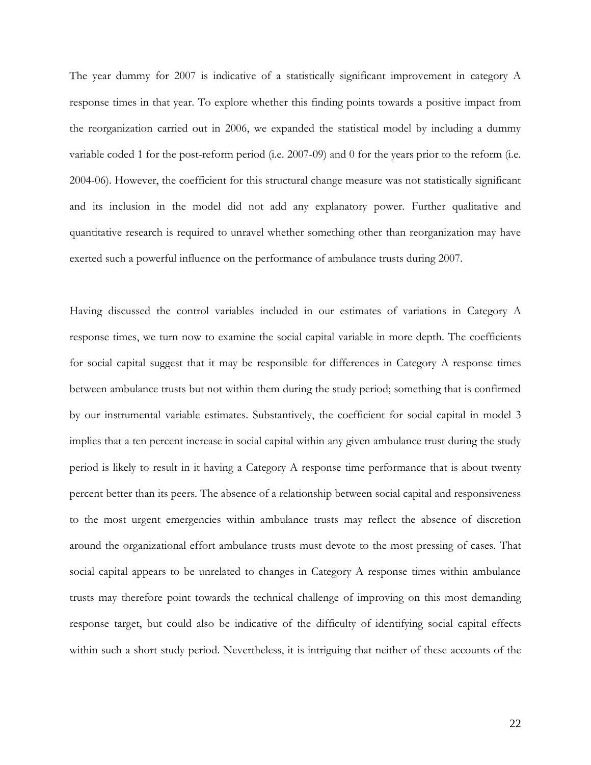The year dummy for 2007 is indicative of a statistically significant improvement in category A response times in that year. To explore whether this finding points towards a positive impact from the reorganization carried out in 2006, we expanded the statistical model by including a dummy variable coded 1 for the post-reform period (i.e. 2007-09) and 0 for the years prior to the reform (i.e. 2004-06). However, the coefficient for this structural change measure was not statistically significant and its inclusion in the model did not add any explanatory power. Further qualitative and quantitative research is required to unravel whether something other than reorganization may have exerted such a powerful influence on the performance of ambulance trusts during 2007.

Having discussed the control variables included in our estimates of variations in Category A response times, we turn now to examine the social capital variable in more depth. The coefficients for social capital suggest that it may be responsible for differences in Category A response times between ambulance trusts but not within them during the study period; something that is confirmed by our instrumental variable estimates. Substantively, the coefficient for social capital in model 3 implies that a ten percent increase in social capital within any given ambulance trust during the study period is likely to result in it having a Category A response time performance that is about twenty percent better than its peers. The absence of a relationship between social capital and responsiveness to the most urgent emergencies within ambulance trusts may reflect the absence of discretion around the organizational effort ambulance trusts must devote to the most pressing of cases. That social capital appears to be unrelated to changes in Category A response times within ambulance trusts may therefore point towards the technical challenge of improving on this most demanding response target, but could also be indicative of the difficulty of identifying social capital effects within such a short study period. Nevertheless, it is intriguing that neither of these accounts of the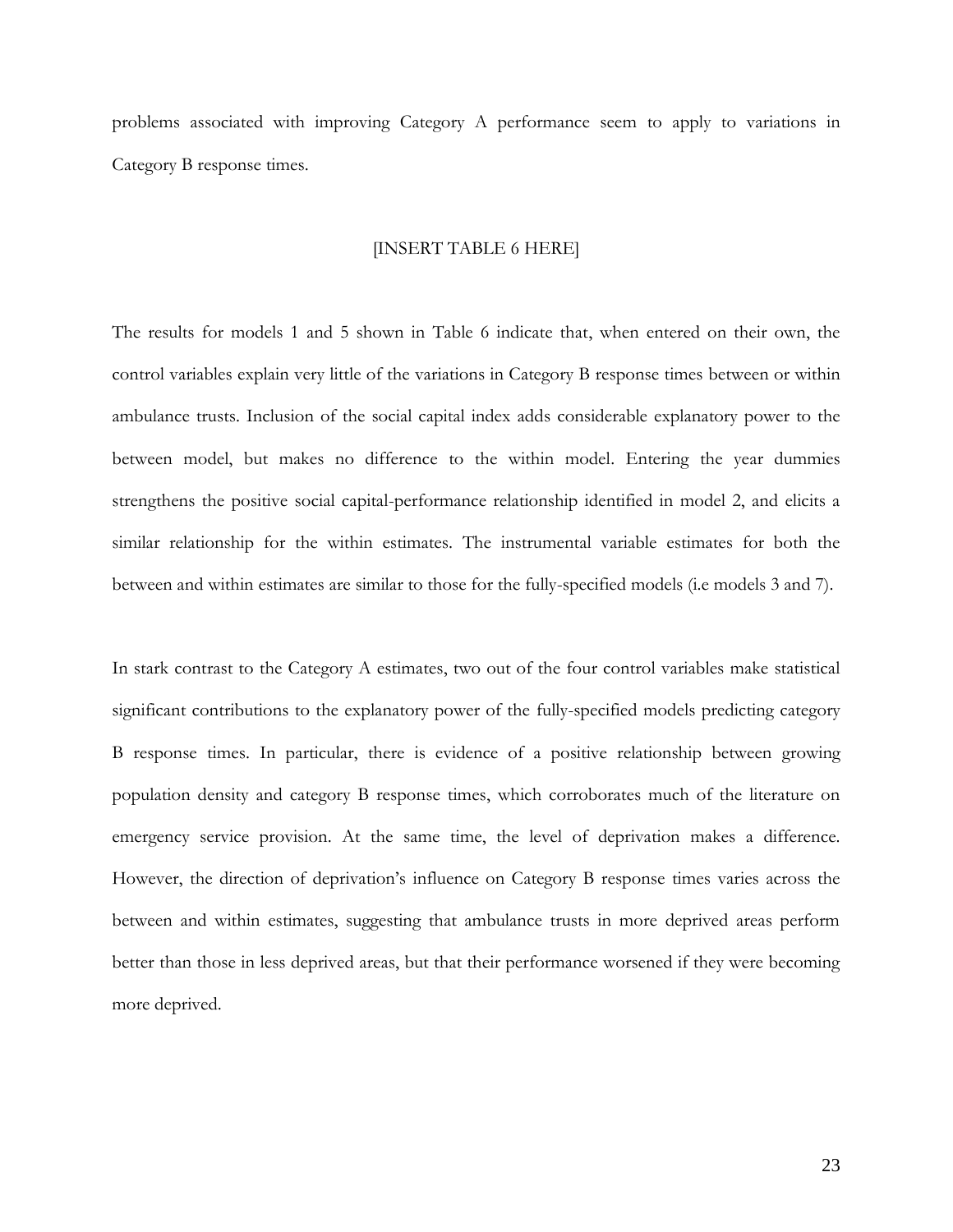problems associated with improving Category A performance seem to apply to variations in Category B response times.

[INSERT TABLE 6 HERE]

The results for models 1 and 5 shown in Table 6 indicate that, when entered on their own, the control variables explain very little of the variations in Category B response times between or within ambulance trusts. Inclusion of the social capital index adds considerable explanatory power to the between model, but makes no difference to the within model. Entering the year dummies strengthens the positive social capital-performance relationship identified in model 2, and elicits a similar relationship for the within estimates. The instrumental variable estimates for both the between and within estimates are similar to those for the fully-specified models (i.e models 3 and 7).

In stark contrast to the Category A estimates, two out of the four control variables make statistical significant contributions to the explanatory power of the fully-specified models predicting category B response times. In particular, there is evidence of a positive relationship between growing population density and category B response times, which corroborates much of the literature on emergency service provision. At the same time, the level of deprivation makes a difference. However, the direction of deprivation's influence on Category B response times varies across the between and within estimates, suggesting that ambulance trusts in more deprived areas perform better than those in less deprived areas, but that their performance worsened if they were becoming more deprived.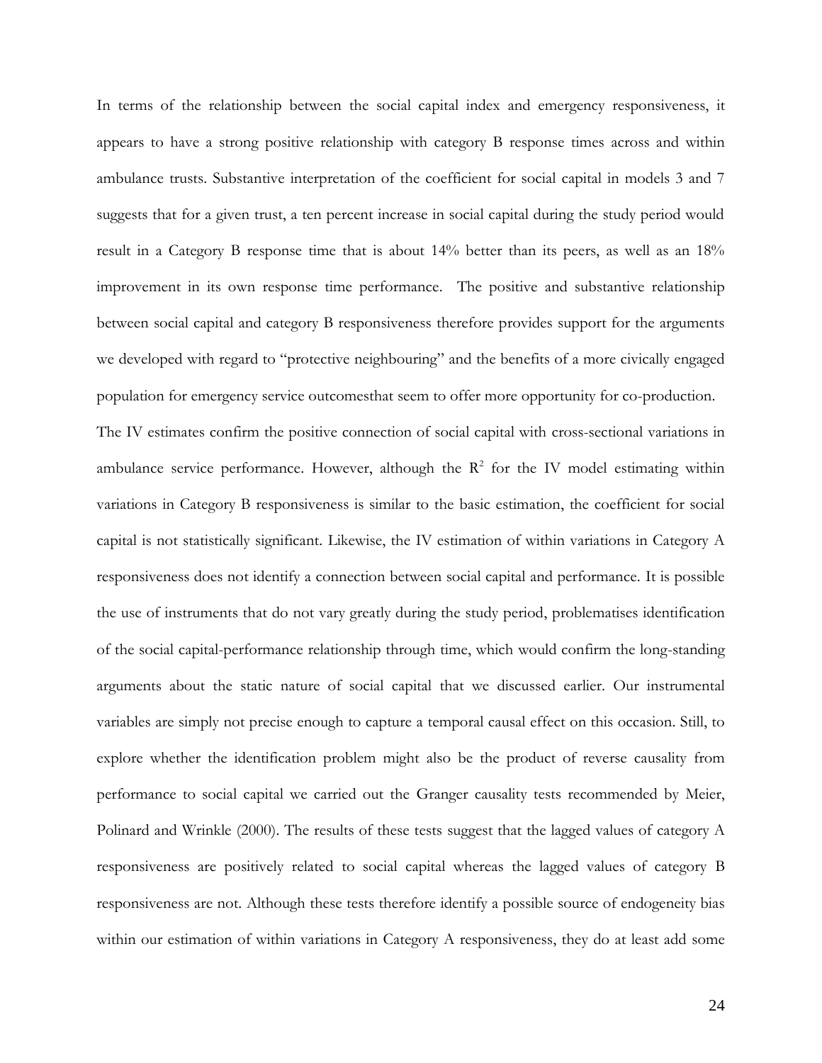In terms of the relationship between the social capital index and emergency responsiveness, it appears to have a strong positive relationship with category B response times across and within ambulance trusts. Substantive interpretation of the coefficient for social capital in models 3 and 7 suggests that for a given trust, a ten percent increase in social capital during the study period would result in a Category B response time that is about 14% better than its peers, as well as an 18% improvement in its own response time performance. The positive and substantive relationship between social capital and category B responsiveness therefore provides support for the arguments we developed with regard to "protective neighbouring" and the benefits of a more civically engaged population for emergency service outcomesthat seem to offer more opportunity for co-production.

The IV estimates confirm the positive connection of social capital with cross-sectional variations in ambulance service performance. However, although the $R^2$ for the IV model estimating within variations in Category B responsiveness is similar to the basic estimation, the coefficient for social capital is not statistically significant. Likewise, the IV estimation of within variations in Category A responsiveness does not identify a connection between social capital and performance. It is possible the use of instruments that do not vary greatly during the study period, problematises identification of the social capital-performance relationship through time, which would confirm the long-standing arguments about the static nature of social capital that we discussed earlier. Our instrumental variables are simply not precise enough to capture a temporal causal effect on this occasion. Still, to explore whether the identification problem might also be the product of reverse causality from performance to social capital we carried out the Granger causality tests recommended by Meier, Polinard and Wrinkle (2000). The results of these tests suggest that the lagged values of category A responsiveness are positively related to social capital whereas the lagged values of category B responsiveness are not. Although these tests therefore identify a possible source of endogeneity bias within our estimation of within variations in Category A responsiveness, they do at least add some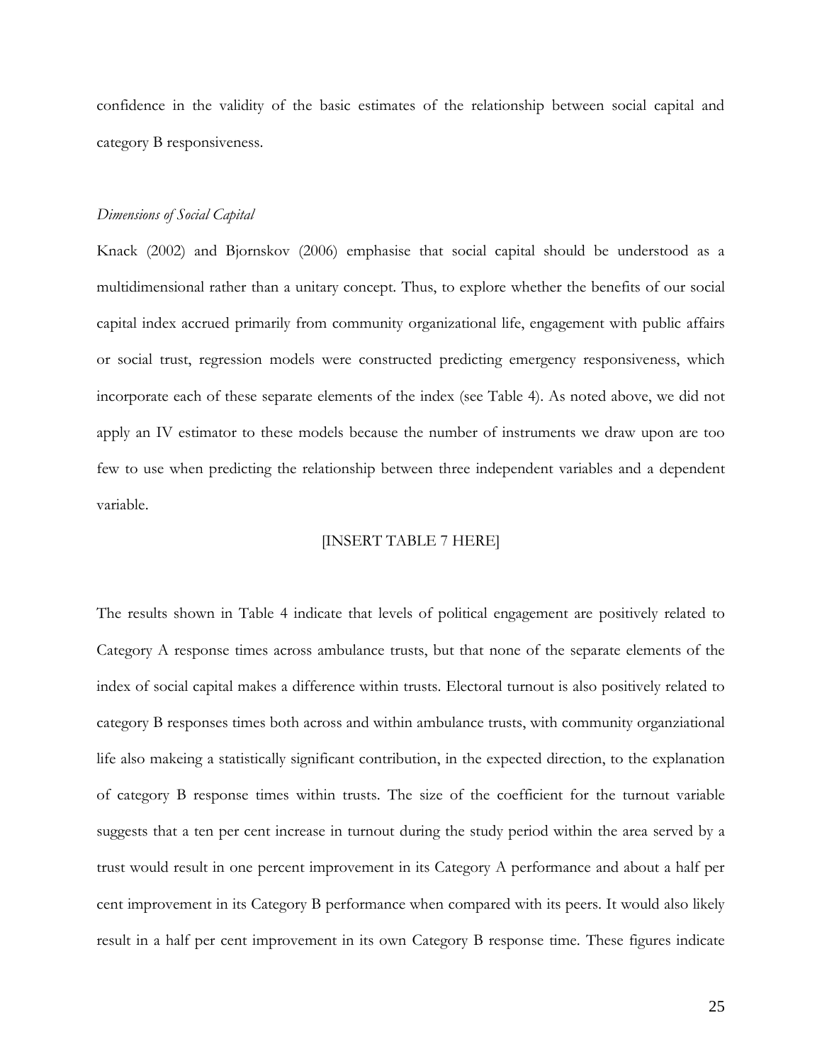confidence in the validity of the basic estimates of the relationship between social capital and category B responsiveness.

*Dimensions of Social Capital*

Knack (2002) and Bjornskov (2006) emphasise that social capital should be understood as a multidimensional rather than a unitary concept. Thus, to explore whether the benefits of our social capital index accrued primarily from community organizational life, engagement with public affairs or social trust, regression models were constructed predicting emergency responsiveness, which incorporate each of these separate elements of the index (see Table 4). As noted above, we did not apply an IV estimator to these models because the number of instruments we draw upon are too few to use when predicting the relationship between three independent variables and a dependent variable.

[INSERT TABLE 7 HERE]

The results shown in Table 4 indicate that levels of political engagement are positively related to Category A response times across ambulance trusts, but that none of the separate elements of the index of social capital makes a difference within trusts. Electoral turnout is also positively related to category B responses times both across and within ambulance trusts, with community organziational life also makeing a statistically significant contribution, in the expected direction, to the explanation of category B response times within trusts. The size of the coefficient for the turnout variable suggests that a ten per cent increase in turnout during the study period within the area served by a trust would result in one percent improvement in its Category A performance and about a half per cent improvement in its Category B performance when compared with its peers. It would also likely result in a half per cent improvement in its own Category B response time. These figures indicate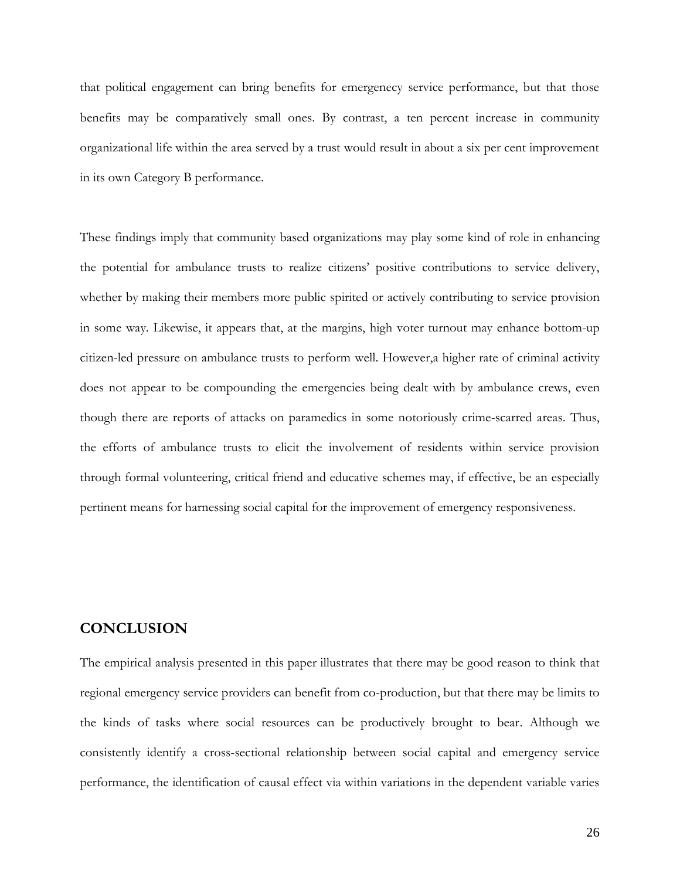that political engagement can bring benefits for emergenecy service performance, but that those benefits may be comparatively small ones. By contrast, a ten percent increase in community organizational life within the area served by a trust would result in about a six per cent improvement in its own Category B performance.

These findings imply that community based organizations may play some kind of role in enhancing the potential for ambulance trusts to realize citizens' positive contributions to service delivery, whether by making their members more public spirited or actively contributing to service provision in some way. Likewise, it appears that, at the margins, high voter turnout may enhance bottom-up citizen-led pressure on ambulance trusts to perform well. However,a higher rate of criminal activity does not appear to be compounding the emergencies being dealt with by ambulance crews, even though there are reports of attacks on paramedics in some notoriously crime-scarred areas. Thus, the efforts of ambulance trusts to elicit the involvement of residents within service provision through formal volunteering, critical friend and educative schemes may, if effective, be an especially pertinent means for harnessing social capital for the improvement of emergency responsiveness.

## CONCLUSION

The empirical analysis presented in this paper illustrates that there may be good reason to think that regional emergency service providers can benefit from co-production, but that there may be limits to the kinds of tasks where social resources can be productively brought to bear. Although we consistently identify a cross-sectional relationship between social capital and emergency service performance, the identification of causal effect via within variations in the dependent variable varies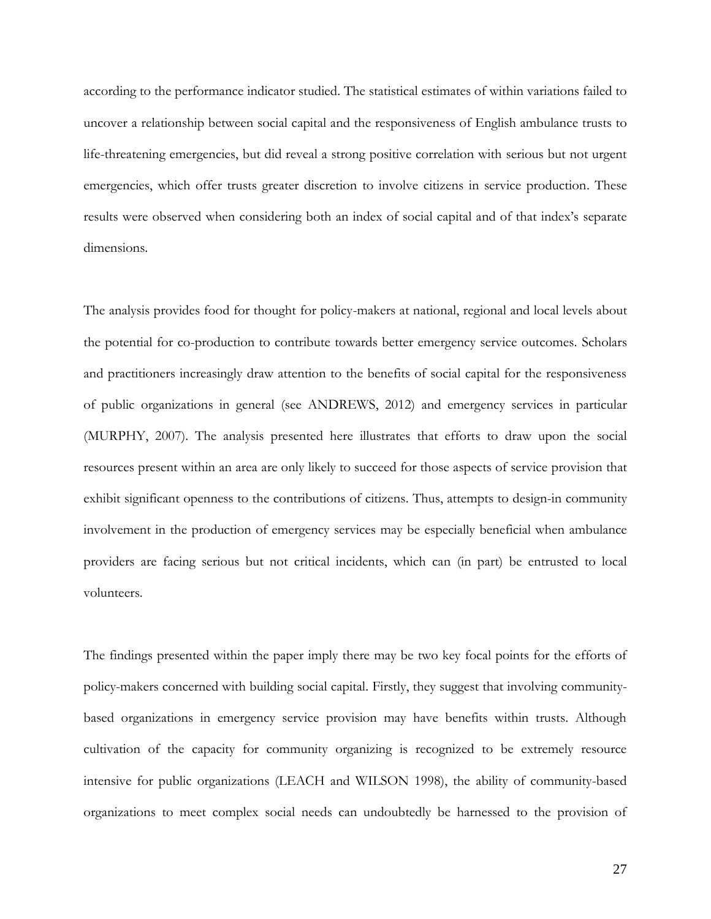according to the performance indicator studied. The statistical estimates of within variations failed to uncover a relationship between social capital and the responsiveness of English ambulance trusts to life-threatening emergencies, but did reveal a strong positive correlation with serious but not urgent emergencies, which offer trusts greater discretion to involve citizens in service production. These results were observed when considering both an index of social capital and of that index's separate dimensions.

The analysis provides food for thought for policy-makers at national, regional and local levels about the potential for co-production to contribute towards better emergency service outcomes. Scholars and practitioners increasingly draw attention to the benefits of social capital for the responsiveness of public organizations in general (see ANDREWS, 2012) and emergency services in particular (MURPHY, 2007). The analysis presented here illustrates that efforts to draw upon the social resources present within an area are only likely to succeed for those aspects of service provision that exhibit significant openness to the contributions of citizens. Thus, attempts to design-in community involvement in the production of emergency services may be especially beneficial when ambulance providers are facing serious but not critical incidents, which can (in part) be entrusted to local volunteers.

The findings presented within the paper imply there may be two key focal points for the efforts of policy-makers concerned with building social capital. Firstly, they suggest that involving community-based organizations in emergency service provision may have benefits within trusts. Although cultivation of the capacity for community organizing is recognized to be extremely resource intensive for public organizations (LEACH and WILSON 1998), the ability of community-based organizations to meet complex social needs can undoubtedly be harnessed to the provision of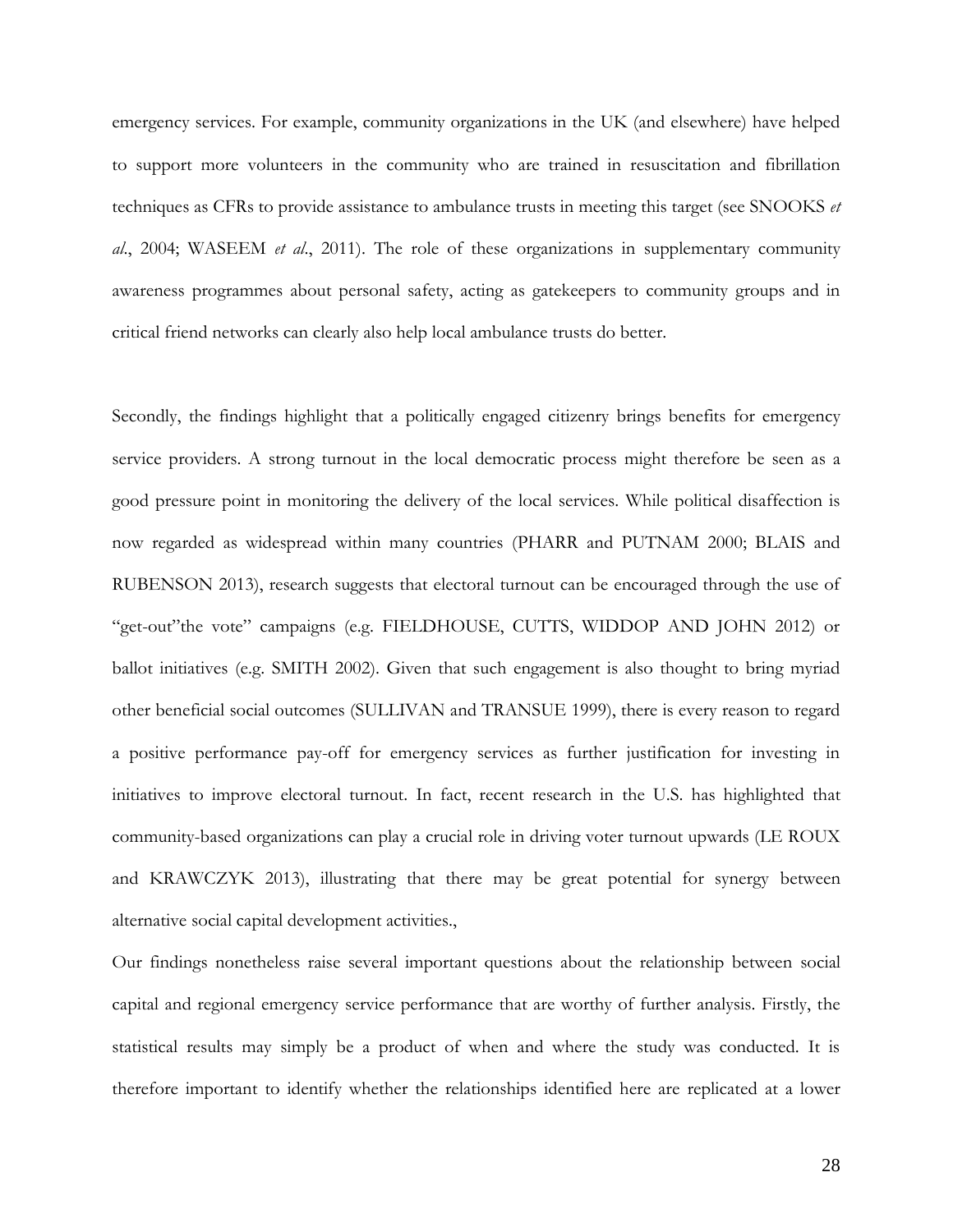emergency services. For example, community organizations in the UK (and elsewhere) have helped to support more volunteers in the community who are trained in resuscitation and fibrillation techniques as CFRs to provide assistance to ambulance trusts in meeting this target (see SNOOKS *et al*., 2004; WASEEM *et al*., 2011). The role of these organizations in supplementary community awareness programmes about personal safety, acting as gatekeepers to community groups and in critical friend networks can clearly also help local ambulance trusts do better.

Secondly, the findings highlight that a politically engaged citizenry brings benefits for emergency service providers. A strong turnout in the local democratic process might therefore be seen as a good pressure point in monitoring the delivery of the local services. While political disaffection is now regarded as widespread within many countries (PHARR and PUTNAM 2000; BLAIS and RUBENSON 2013), research suggests that electoral turnout can be encouraged through the use of "get-out"the vote" campaigns (e.g. FIELDHOUSE, CUTTS, WIDDOP AND JOHN 2012) or ballot initiatives (e.g. SMITH 2002). Given that such engagement is also thought to bring myriad other beneficial social outcomes (SULLIVAN and TRANSUE 1999), there is every reason to regard a positive performance pay-off for emergency services as further justification for investing in initiatives to improve electoral turnout. In fact, recent research in the U.S. has highlighted that community-based organizations can play a crucial role in driving voter turnout upwards (LE ROUX and KRAWCZYK 2013), illustrating that there may be great potential for synergy between alternative social capital development activities.,

Our findings nonetheless raise several important questions about the relationship between social capital and regional emergency service performance that are worthy of further analysis. Firstly, the statistical results may simply be a product of when and where the study was conducted. It is therefore important to identify whether the relationships identified here are replicated at a lower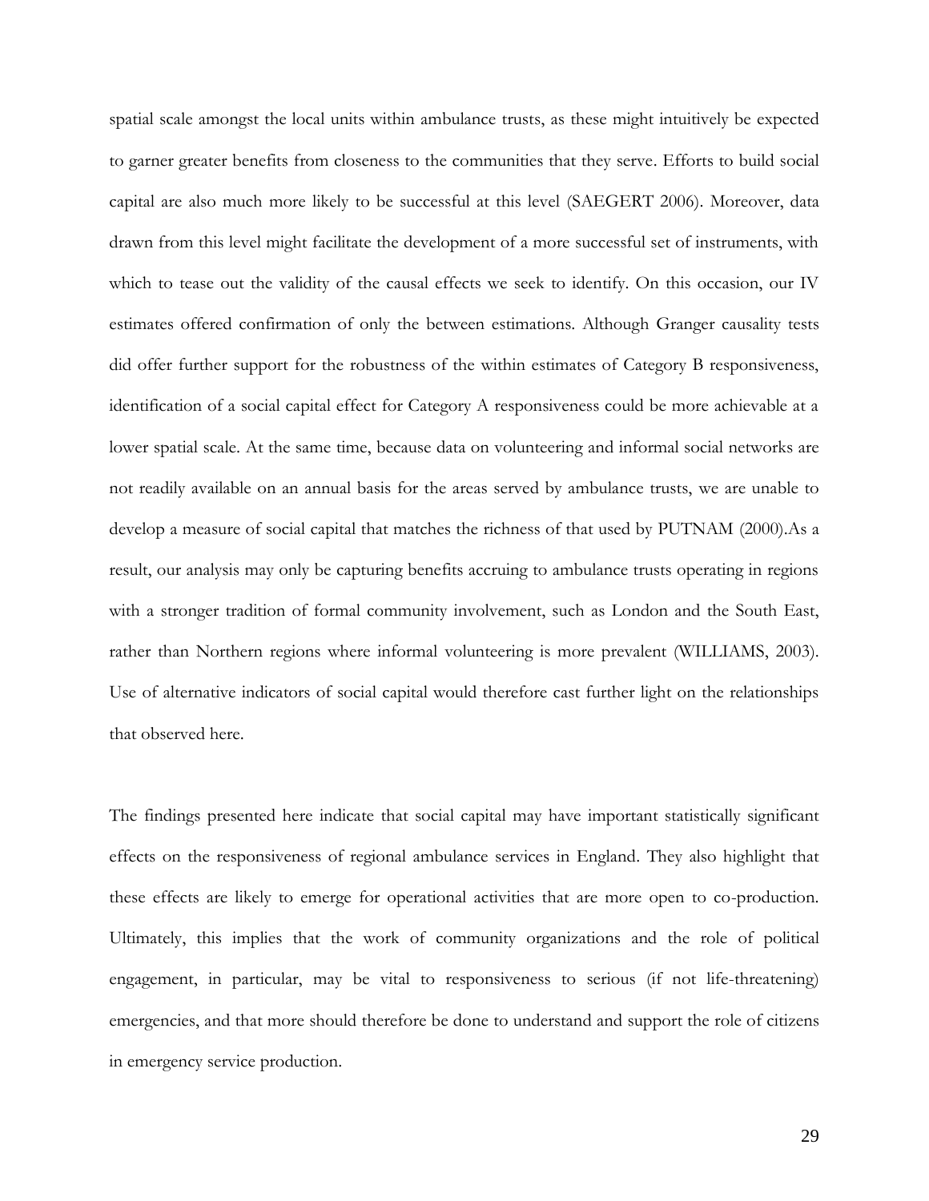spatial scale amongst the local units within ambulance trusts, as these might intuitively be expected to garner greater benefits from closeness to the communities that they serve. Efforts to build social capital are also much more likely to be successful at this level (SAEGERT 2006). Moreover, data drawn from this level might facilitate the development of a more successful set of instruments, with which to tease out the validity of the causal effects we seek to identify. On this occasion, our IV estimates offered confirmation of only the between estimations. Although Granger causality tests did offer further support for the robustness of the within estimates of Category B responsiveness, identification of a social capital effect for Category A responsiveness could be more achievable at a lower spatial scale. At the same time, because data on volunteering and informal social networks are not readily available on an annual basis for the areas served by ambulance trusts, we are unable to develop a measure of social capital that matches the richness of that used by PUTNAM (2000).As a result, our analysis may only be capturing benefits accruing to ambulance trusts operating in regions with a stronger tradition of formal community involvement, such as London and the South East, rather than Northern regions where informal volunteering is more prevalent (WILLIAMS, 2003). Use of alternative indicators of social capital would therefore cast further light on the relationships that observed here.

The findings presented here indicate that social capital may have important statistically significant effects on the responsiveness of regional ambulance services in England. They also highlight that these effects are likely to emerge for operational activities that are more open to co-production. Ultimately, this implies that the work of community organizations and the role of political engagement, in particular, may be vital to responsiveness to serious (if not life-threatening) emergencies, and that more should therefore be done to understand and support the role of citizens in emergency service production.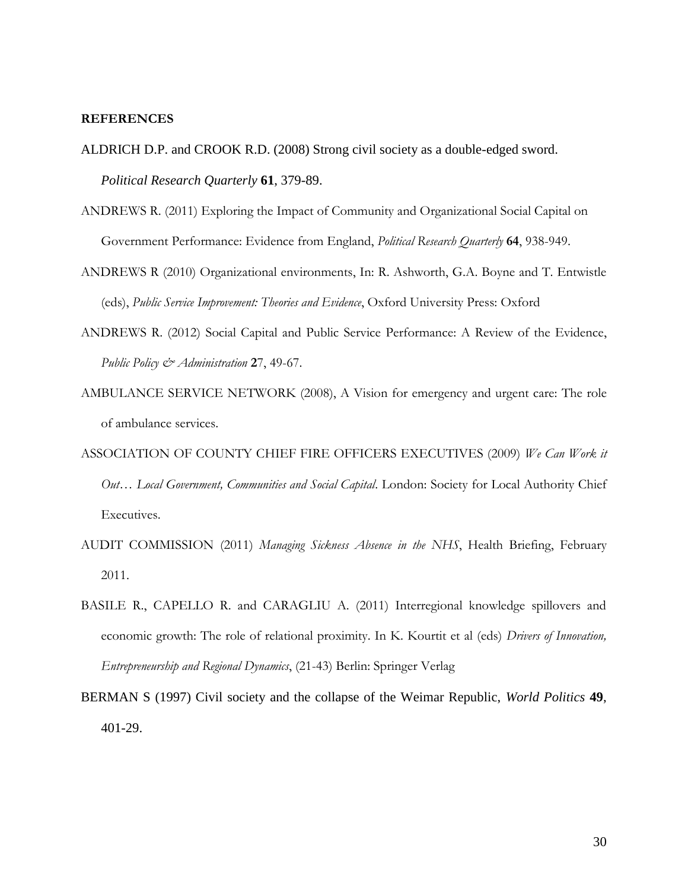**REFERENCES**

ALDRICH D.P. and CROOK R.D. (2008) Strong civil society as a double-edged sword. *Political Research Quarterly* **61**, 379-89.

ANDREWS R. (2011) Exploring the Impact of Community and Organizational Social Capital on Government Performance: Evidence from England, *Political Research Quarterly* **64**, 938-949.

ANDREWS R (2010) Organizational environments, In: R. Ashworth, G.A. Boyne and T. Entwistle (eds), *Public Service Improvement: Theories and Evidence*, Oxford University Press: Oxford

ANDREWS R. (2012) Social Capital and Public Service Performance: A Review of the Evidence, *Public Policy & Administration* **2**7, 49-67.

AMBULANCE SERVICE NETWORK (2008), A Vision for emergency and urgent care: The role of ambulance services.

ASSOCIATION OF COUNTY CHIEF FIRE OFFICERS EXECUTIVES (2009) *We Can Work it Out… Local Government, Communities and Social Capital*. London: Society for Local Authority Chief Executives.

AUDIT COMMISSION (2011) *Managing Sickness Absence in the NHS*, Health Briefing, February 2011.

BASILE R., CAPELLO R. and CARAGLIU A. (2011) Interregional knowledge spillovers and economic growth: The role of relational proximity. In K. Kourtit et al (eds) *Drivers of Innovation, Entrepreneurship and Regional Dynamics*, (21-43) Berlin: Springer Verlag

BERMAN S (1997) Civil society and the collapse of the Weimar Republic, *World Politics* **49**, 401-29.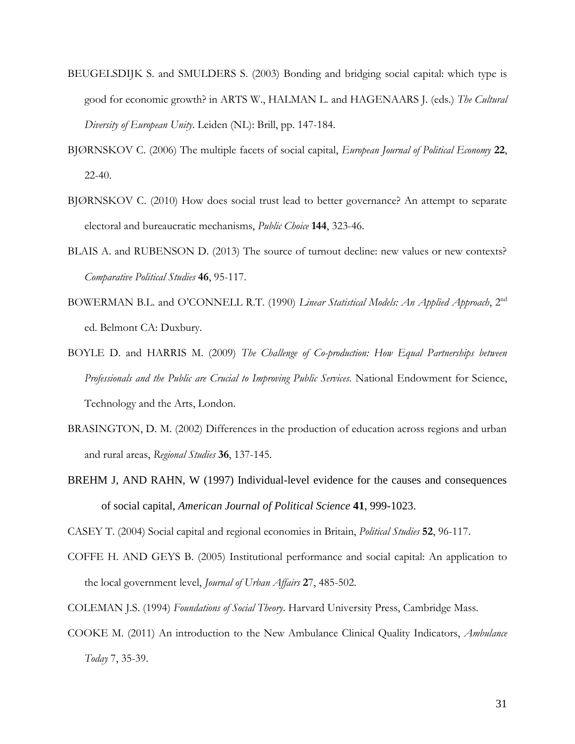BEUGELSDIJK S. and SMULDERS S. (2003) Bonding and bridging social capital: which type is good for economic growth? in ARTS W., HALMAN L. and HAGENAARS J. (eds.) *The Cultural Diversity of European Unity*. Leiden (NL): Brill, pp. 147-184.

BJØRNSKOV C. (2006) The multiple facets of social capital, *European Journal of Political Economy* **22**, 22-40.

BJØRNSKOV C. (2010) How does social trust lead to better governance? An attempt to separate electoral and bureaucratic mechanisms, *Public Choice* **144**, 323-46.

BLAIS A. and RUBENSON D. (2013) The source of turnout decline: new values or new contexts? *Comparative Political Studies* **46**, 95-117.

BOWERMAN B.L. and O'CONNELL R.T. (1990) *Linear Statistical Models: An Applied Approach*, 2nd ed. Belmont CA: Duxbury.

BOYLE D. and HARRIS M. (2009) *The Challenge of Co-production: How Equal Partnerships between Professionals and the Public are Crucial to Improving Public Services*. National Endowment for Science, Technology and the Arts, London.

BRASINGTON, D. M. (2002) Differences in the production of education across regions and urban and rural areas, *Regional Studies* **36**, 137-145.

BREHM J, AND RAHN, W (1997) Individual-level evidence for the causes and consequences of social capital, *American Journal of Political Science* **41**, 999-1023.

CASEY T. (2004) Social capital and regional economies in Britain, *Political Studies* **52**, 96-117.

COFFE H. AND GEYS B. (2005) Institutional performance and social capital: An application to the local government level, *Journal of Urban Affairs* **2**7, 485-502.

COLEMAN J.S. (1994) *Foundations of Social Theory*. Harvard University Press, Cambridge Mass.

COOKE M. (2011) An introduction to the New Ambulance Clinical Quality Indicators, *Ambulance Today* 7, 35-39.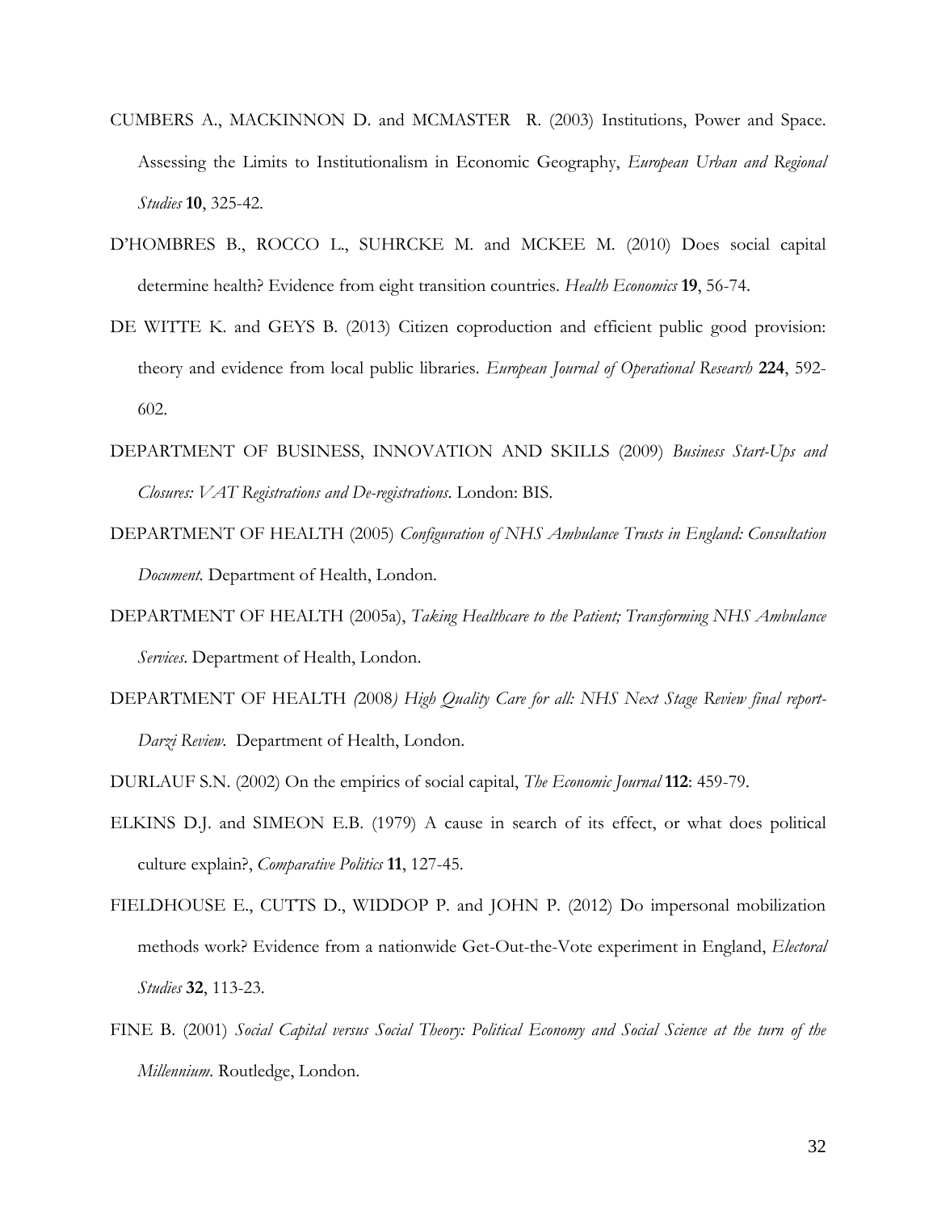CUMBERS A., MACKINNON D. and MCMASTER R. (2003) Institutions, Power and Space. Assessing the Limits to Institutionalism in Economic Geography, *European Urban and Regional Studies* **10**, 325-42.

D'HOMBRES B., ROCCO L., SUHRCKE M. and MCKEE M. (2010) Does social capital determine health? Evidence from eight transition countries. *Health Economics* **19**, 56-74.

DE WITTE K. and GEYS B. (2013) Citizen coproduction and efficient public good provision: theory and evidence from local public libraries. *European Journal of Operational Research* **224**, 592-602.

DEPARTMENT OF BUSINESS, INNOVATION AND SKILLS (2009) *Business Start-Ups and Closures: VAT Registrations and De-registrations*. London: BIS.

DEPARTMENT OF HEALTH (2005) *Configuration of NHS Ambulance Trusts in England: Consultation Document.* Department of Health, London.

DEPARTMENT OF HEALTH (2005a), *Taking Healthcare to the Patient; Transforming NHS Ambulance Services*. Department of Health, London.

DEPARTMENT OF HEALTH *(*2008*) High Quality Care for all: NHS Next Stage Review final report-Darzi Review*. Department of Health, London.

DURLAUF S.N. (2002) On the empirics of social capital, *The Economic Journal* **112**: 459-79.

ELKINS D.J. and SIMEON E.B. (1979) A cause in search of its effect, or what does political culture explain?, *Comparative Politics* **11**, 127-45.

FIELDHOUSE E., CUTTS D., WIDDOP P. and JOHN P. (2012) Do impersonal mobilization methods work? Evidence from a nationwide Get-Out-the-Vote experiment in England, *Electoral Studies* **32**, 113-23.

FINE B. (2001) *Social Capital versus Social Theory: Political Economy and Social Science at the turn of the Millennium*. Routledge, London.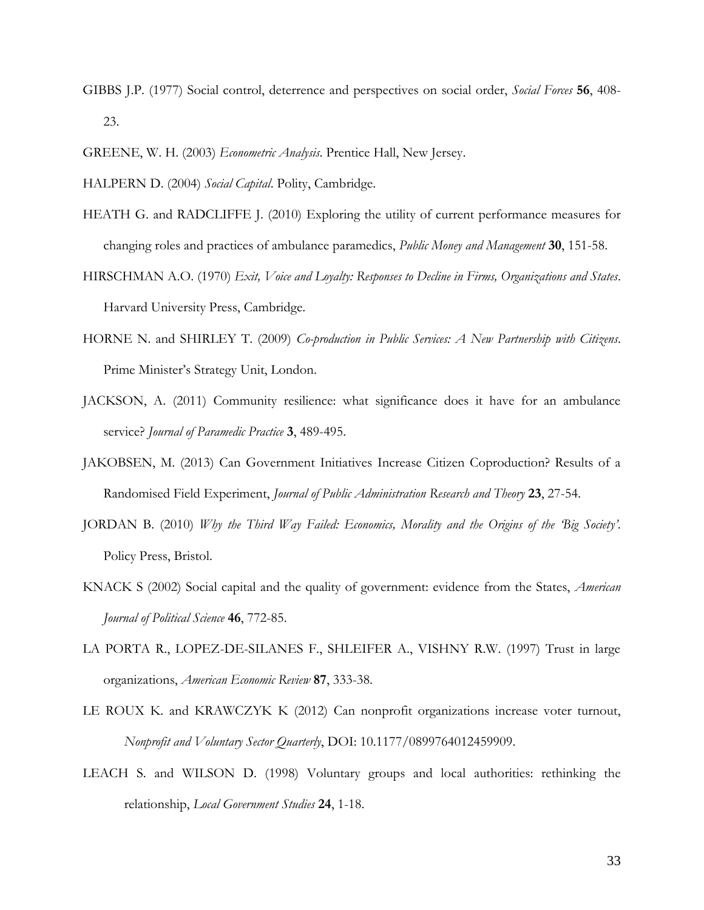GIBBS J.P. (1977) Social control, deterrence and perspectives on social order, *Social Forces* **56**, 408-23.

GREENE, W. H. (2003) *Econometric Analysis*. Prentice Hall, New Jersey.

HALPERN D. (2004) *Social Capital*. Polity, Cambridge.

HEATH G. and RADCLIFFE J. (2010) Exploring the utility of current performance measures for changing roles and practices of ambulance paramedics, *Public Money and Management* **30**, 151-58.

HIRSCHMAN A.O. (1970) *Exit, Voice and Loyalty: Responses to Decline in Firms, Organizations and States*. Harvard University Press, Cambridge.

HORNE N. and SHIRLEY T. (2009) *Co-production in Public Services: A New Partnership with Citizens*. Prime Minister's Strategy Unit, London.

JACKSON, A. (2011) Community resilience: what significance does it have for an ambulance service? *Journal of Paramedic Practice* **3**, 489-495.

JAKOBSEN, M. (2013) Can Government Initiatives Increase Citizen Coproduction? Results of a Randomised Field Experiment, *Journal of Public Administration Research and Theory* **23**, 27-54.

JORDAN B. (2010) *Why the Third Way Failed: Economics, Morality and the Origins of the 'Big Society'*. Policy Press, Bristol.

KNACK S (2002) Social capital and the quality of government: evidence from the States, *American Journal of Political Science* **46**, 772-85.

LA PORTA R., LOPEZ-DE-SILANES F., SHLEIFER A., VISHNY R.W. (1997) Trust in large organizations, *American Economic Review* **87**, 333-38.

LE ROUX K. and KRAWCZYK K (2012) Can nonprofit organizations increase voter turnout, *Nonprofit and Voluntary Sector Quarterly*, DOI: 10.1177/0899764012459909.

LEACH S. and WILSON D. (1998) Voluntary groups and local authorities: rethinking the relationship, *Local Government Studies* **24**, 1-18.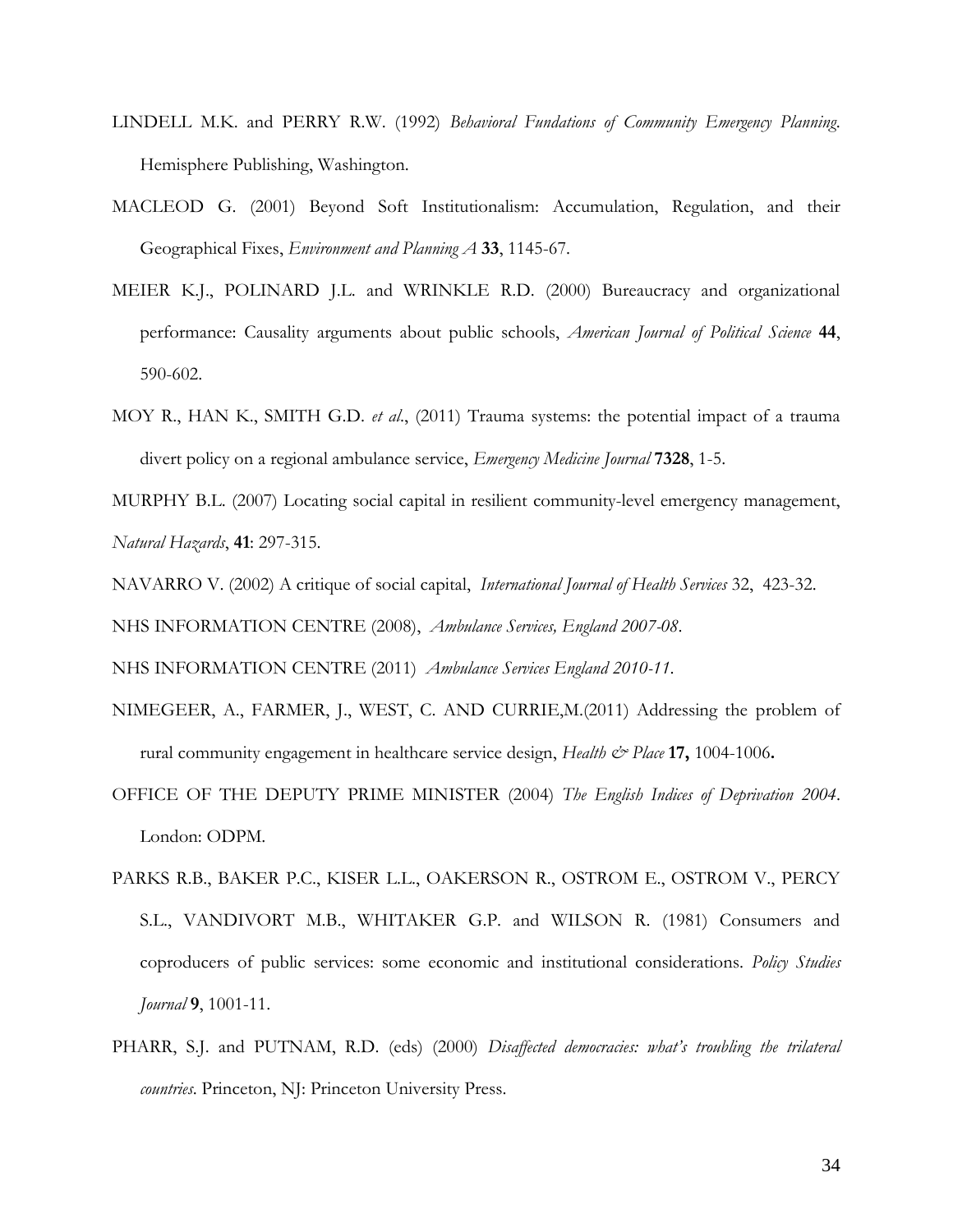LINDELL M.K. and PERRY R.W. (1992) *Behavioral Fundations of Community Emergency Planning*. Hemisphere Publishing, Washington.

MACLEOD G. (2001) Beyond Soft Institutionalism: Accumulation, Regulation, and their Geographical Fixes, *Environment and Planning A* **33**, 1145-67.

MEIER K.J., POLINARD J.L. and WRINKLE R.D. (2000) Bureaucracy and organizational performance: Causality arguments about public schools, *American Journal of Political Science* **44**, 590-602.

MOY R., HAN K., SMITH G.D. *et al*., (2011) Trauma systems: the potential impact of a trauma divert policy on a regional ambulance service, *Emergency Medicine Journal* **7328**, 1-5.

MURPHY B.L. (2007) Locating social capital in resilient community-level emergency management, *Natural Hazards*, **41**: 297-315.

NAVARRO V. (2002) A critique of social capital, *International Journal of Health Services* 32, 423-32.

NHS INFORMATION CENTRE (2008), *Ambulance Services, England 2007-08*.

NHS INFORMATION CENTRE (2011) *Ambulance Services England 2010-11*.

NIMEGEER, A., FARMER, J., WEST, C. AND CURRIE,M.(2011) Addressing the problem of rural community engagement in healthcare service design, *Health & Place* **17,** 1004-1006**.**

OFFICE OF THE DEPUTY PRIME MINISTER (2004) *The English Indices of Deprivation 2004*. London: ODPM.

PARKS R.B., BAKER P.C., KISER L.L., OAKERSON R., OSTROM E., OSTROM V., PERCY S.L., VANDIVORT M.B., WHITAKER G.P. and WILSON R. (1981) Consumers and coproducers of public services: some economic and institutional considerations. *Policy Studies Journal* **9**, 1001-11.

PHARR, S.J. and PUTNAM, R.D. (eds) (2000) *Disaffected democracies: what's troubling the trilateral countries*. Princeton, NJ: Princeton University Press.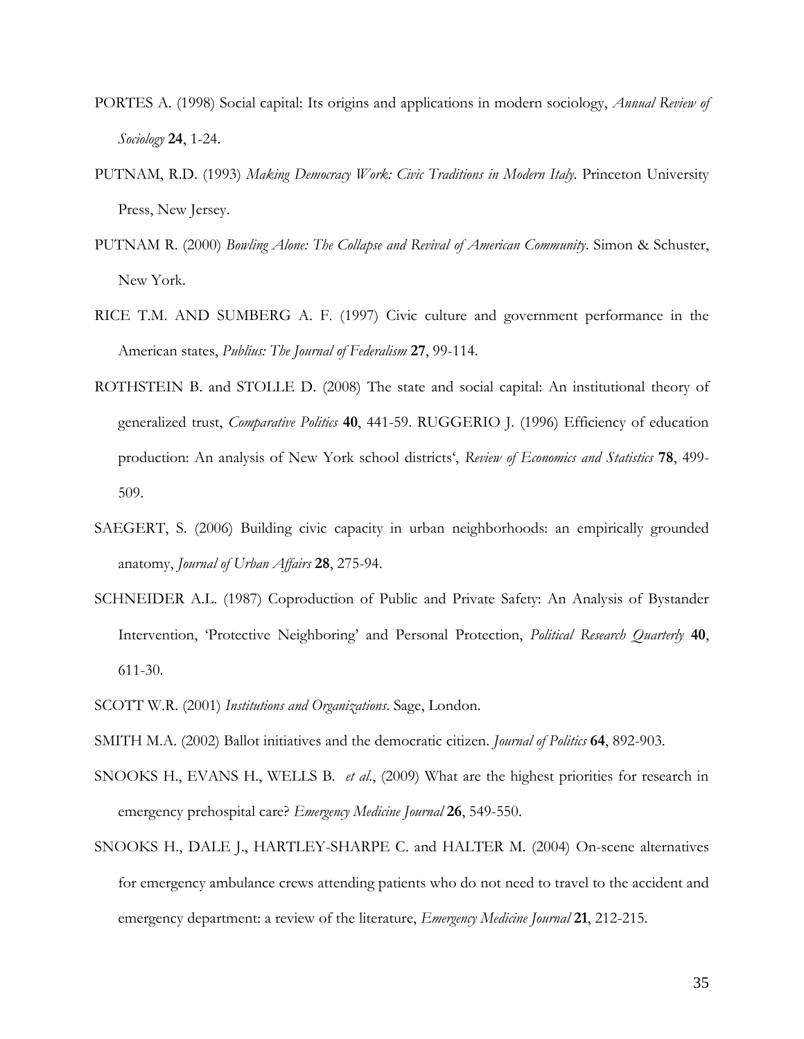PORTES A. (1998) Social capital: Its origins and applications in modern sociology, *Annual Review of Sociology* **24**, 1-24.

PUTNAM, R.D. (1993) *Making Democracy Work: Civic Traditions in Modern Italy*. Princeton University Press, New Jersey.

PUTNAM R. (2000) *Bowling Alone: The Collapse and Revival of American Community*. Simon & Schuster, New York.

RICE T.M. AND SUMBERG A. F. (1997) Civic culture and government performance in the American states, *Publius: The Journal of Federalism* **27**, 99-114.

ROTHSTEIN B. and STOLLE D. (2008) The state and social capital: An institutional theory of generalized trust, *Comparative Politics* **40**, 441-59. RUGGERIO J. (1996) Efficiency of education production: An analysis of New York school districts', *Review of Economics and Statistics* **78**, 499-509.

SAEGERT, S. (2006) Building civic capacity in urban neighborhoods: an empirically grounded anatomy, *Journal of Urban Affairs* **28**, 275-94.

SCHNEIDER A.L. (1987) Coproduction of Public and Private Safety: An Analysis of Bystander Intervention, 'Protective Neighboring' and Personal Protection, *Political Research Quarterly* **40**, 611-30.

SCOTT W.R. (2001) *Institutions and Organizations*. Sage, London.

SMITH M.A. (2002) Ballot initiatives and the democratic citizen. *Journal of Politics* **64**, 892-903.

SNOOKS H., EVANS H., WELLS B. *et al*., (2009) What are the highest priorities for research in emergency prehospital care? *Emergency Medicine Journal* **26**, 549-550.

SNOOKS H., DALE J., HARTLEY-SHARPE C. and HALTER M. (2004) On-scene alternatives for emergency ambulance crews attending patients who do not need to travel to the accident and emergency department: a review of the literature, *Emergency Medicine Journal* **21**, 212-215.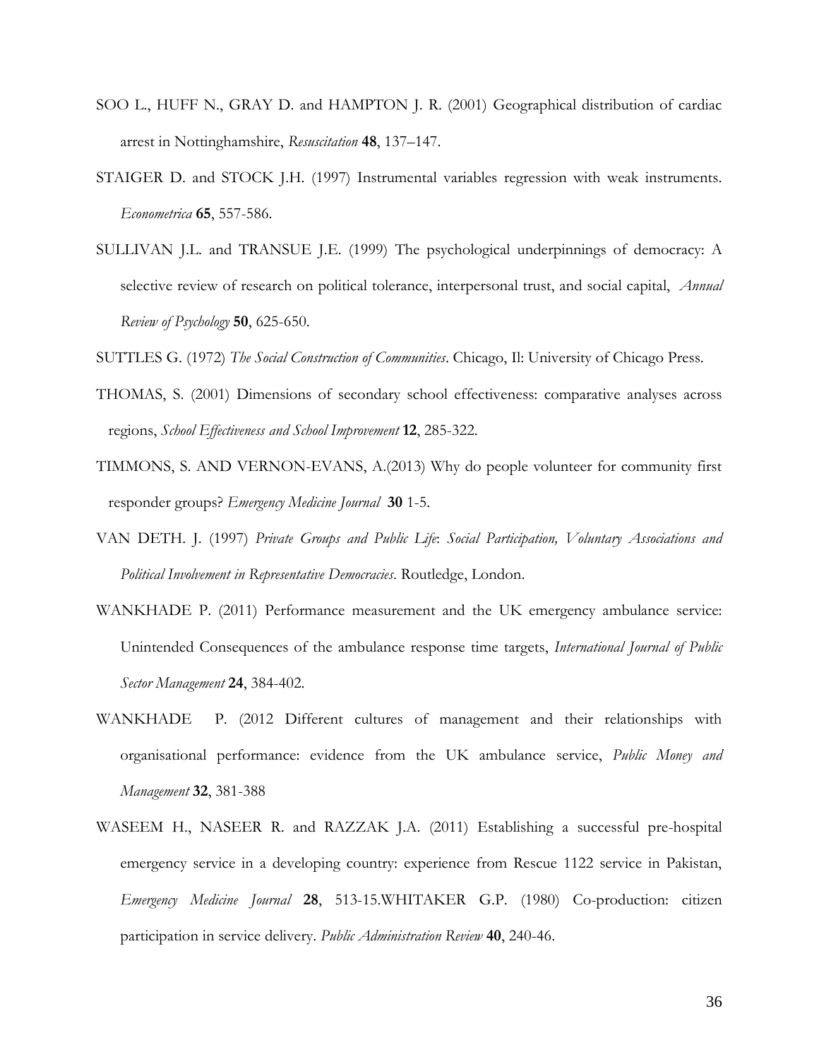SOO L., HUFF N., GRAY D. and HAMPTON J. R. (2001) Geographical distribution of cardiac arrest in Nottinghamshire, *Resuscitation* **48**, 137–147.

STAIGER D. and STOCK J.H. (1997) Instrumental variables regression with weak instruments. *Econometrica* **65**, 557-586.

SULLIVAN J.L. and TRANSUE J.E. (1999) The psychological underpinnings of democracy: A selective review of research on political tolerance, interpersonal trust, and social capital, *Annual Review of Psychology* **50**, 625-650.

SUTTLES G. (1972) *The Social Construction of Communities*. Chicago, Il: University of Chicago Press.

THOMAS, S. (2001) Dimensions of secondary school effectiveness: comparative analyses across regions, *School Effectiveness and School Improvement* **12**, 285-322.

TIMMONS, S. AND VERNON-EVANS, A.(2013) Why do people volunteer for community first responder groups? *Emergency Medicine Journal* **30** 1-5.

VAN DETH. J. (1997) *Private Groups and Public Life*: *Social Participation, Voluntary Associations and Political Involvement in Representative Democracies*. Routledge, London.

WANKHADE P. (2011) Performance measurement and the UK emergency ambulance service: Unintended Consequences of the ambulance response time targets, *International Journal of Public Sector Management* **24**, 384-402.

WANKHADE P. (2012 Different cultures of management and their relationships with organisational performance: evidence from the UK ambulance service, *Public Money and Management* **32**, 381-388

WASEEM H., NASEER R. and RAZZAK J.A. (2011) Establishing a successful pre-hospital emergency service in a developing country: experience from Rescue 1122 service in Pakistan, *Emergency Medicine Journal* **28**, 513-15.WHITAKER G.P. (1980) Co-production: citizen participation in service delivery. *Public Administration Review* **40**, 240-46.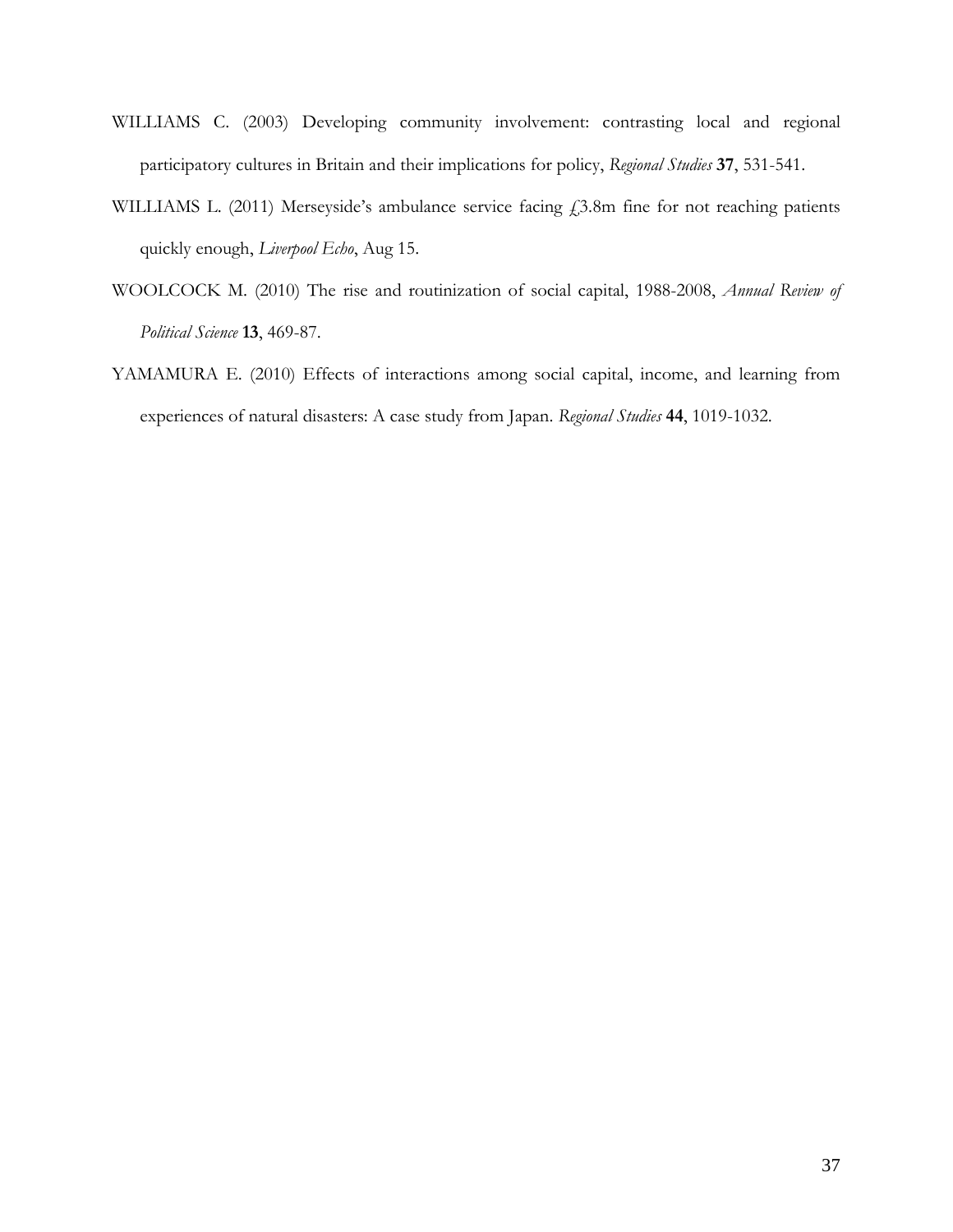WILLIAMS C. (2003) Developing community involvement: contrasting local and regional participatory cultures in Britain and their implications for policy, *Regional Studies* **37**, 531-541.

WILLIAMS L. (2011) Merseyside's ambulance service facing £3.8m fine for not reaching patients quickly enough, *Liverpool Echo*, Aug 15.

WOOLCOCK M. (2010) The rise and routinization of social capital, 1988-2008, *Annual Review of Political Science* **13**, 469-87.

YAMAMURA E. (2010) Effects of interactions among social capital, income, and learning from experiences of natural disasters: A case study from Japan. *Regional Studies* **44**, 1019-1032.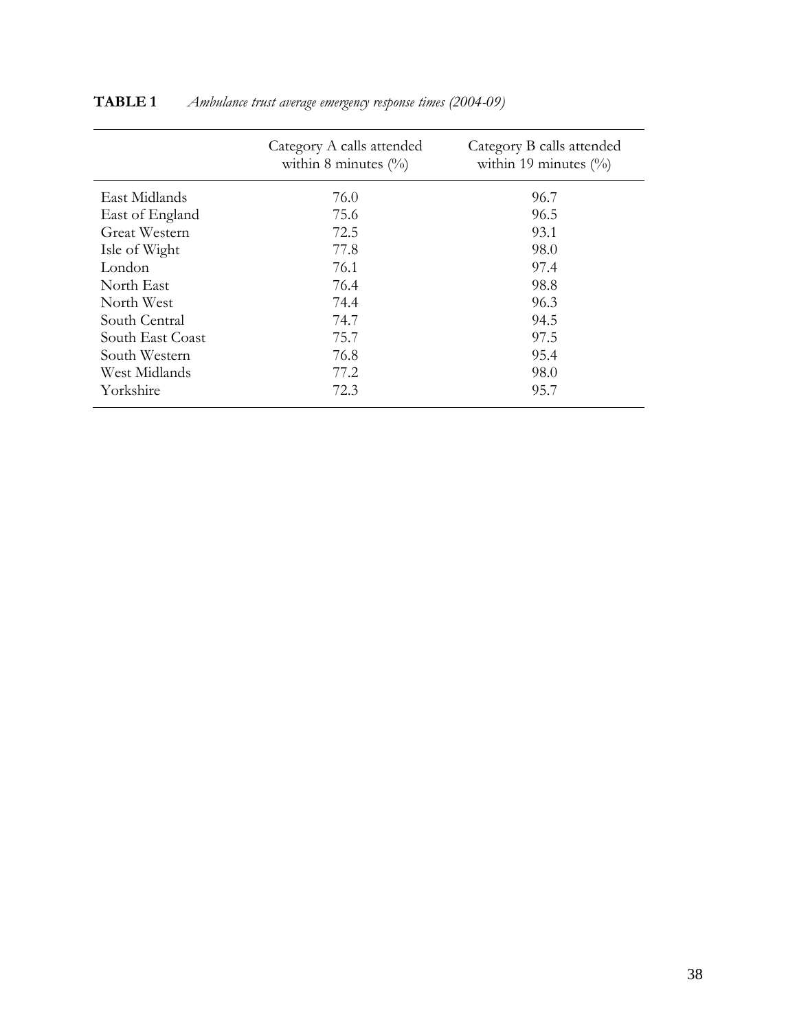**TABLE 1** *Ambulance trust average emergency response times (2004-09)*

| | Category A calls attended within 8 minutes (%) | Category B calls attended within 19 minutes (%) |
|---|---|---|
| East Midlands | 76.0 | 96.7 |
| East of England | 75.6 | 96.5 |
| Great Western | 72.5 | 93.1 |
| Isle of Wight | 77.8 | 98.0 |
| London | 76.1 | 97.4 |
| North East | 76.4 | 98.8 |
| North West | 74.4 | 96.3 |
| South Central | 74.7 | 94.5 |
| South East Coast | 75.7 | 97.5 |
| South Western | 76.8 | 95.4 |
| West Midlands | 77.2 | 98.0 |
| Yorkshire | 72.3 | 95.7 |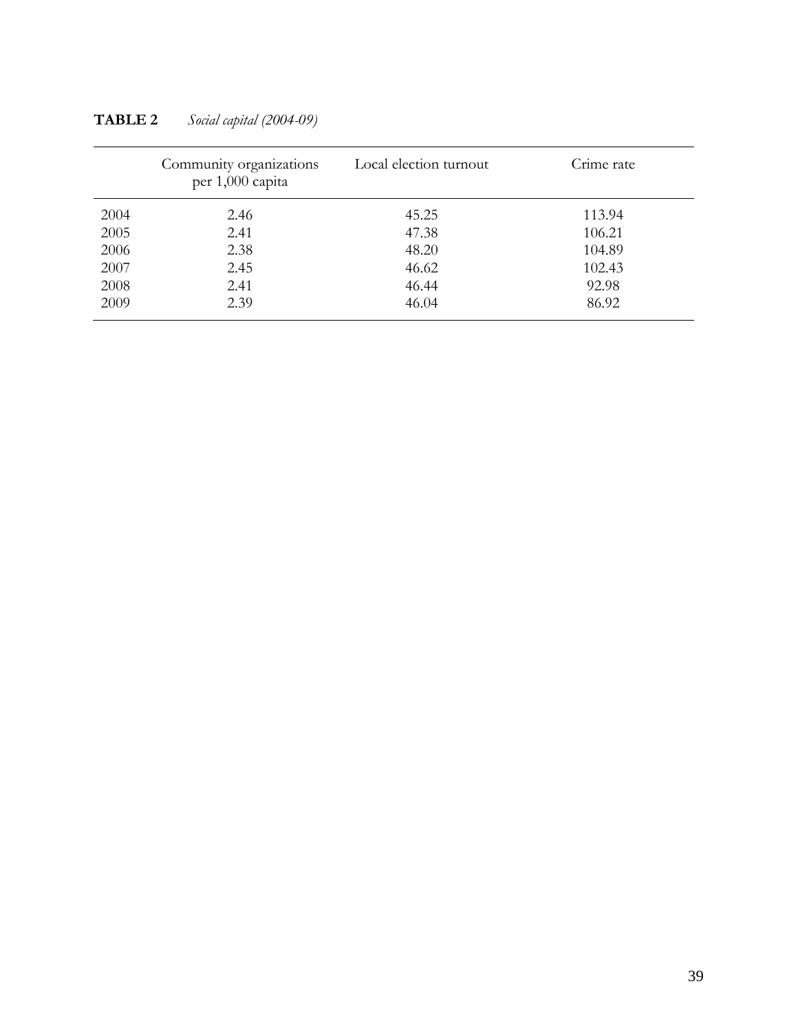**TABLE 2** *Social capital (2004-09)*

| | Community organizations per 1,000 capita | Local election turnout | Crime rate |
|---|---|---|---|
| 2004 | 2.46 | 45.25 | 113.94 |
| 2005 | 2.41 | 47.38 | 106.21 |
| 2006 | 2.38 | 48.20 | 104.89 |
| 2007 | 2.45 | 46.62 | 102.43 |
| 2008 | 2.41 | 46.44 | 92.98 |
| 2009 | 2.39 | 46.04 | 86.92 |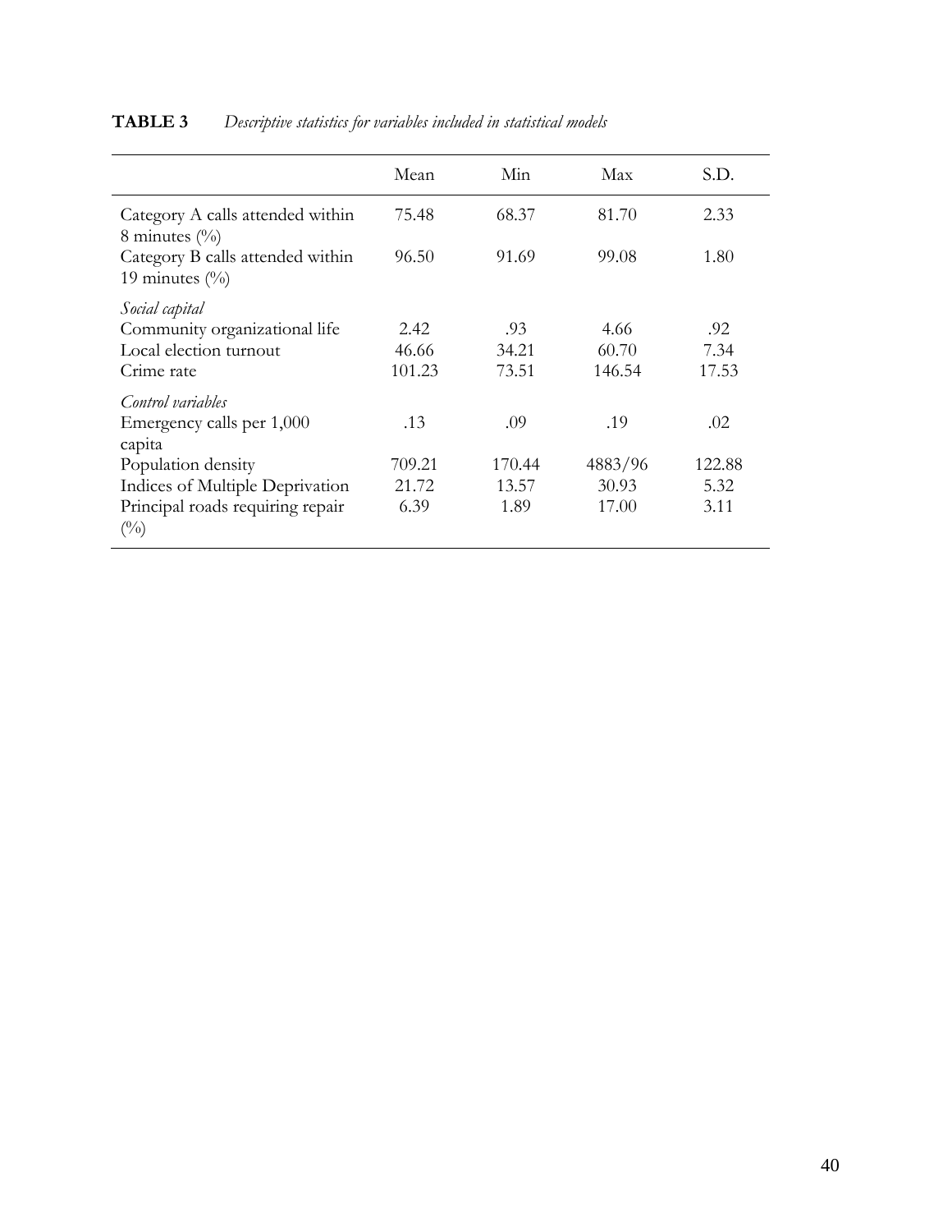**TABLE 3** *Descriptive statistics for variables included in statistical models*

| | Mean | Min | Max | S.D. |
|---|---|---|---|---|
| Category A calls attended within 8 minutes (%) | 75.48 | 68.37 | 81.70 | 2.33 |
| Category B calls attended within 19 minutes (%) | 96.50 | 91.69 | 99.08 | 1.80 |
| *Social capital* | | | | |
| Community organizational life | 2.42 | .93 | 4.66 | .92 |
| Local election turnout | 46.66 | 34.21 | 60.70 | 7.34 |
| Crime rate | 101.23 | 73.51 | 146.54 | 17.53 |
| *Control variables* | | | | |
| Emergency calls per 1,000 capita | .13 | .09 | .19 | .02 |
| Population density | 709.21 | 170.44 | 4883/96 | 122.88 |
| Indices of Multiple Deprivation | 21.72 | 13.57 | 30.93 | 5.32 |
| Principal roads requiring repair (%) | 6.39 | 1.89 | 17.00 | 3.11 |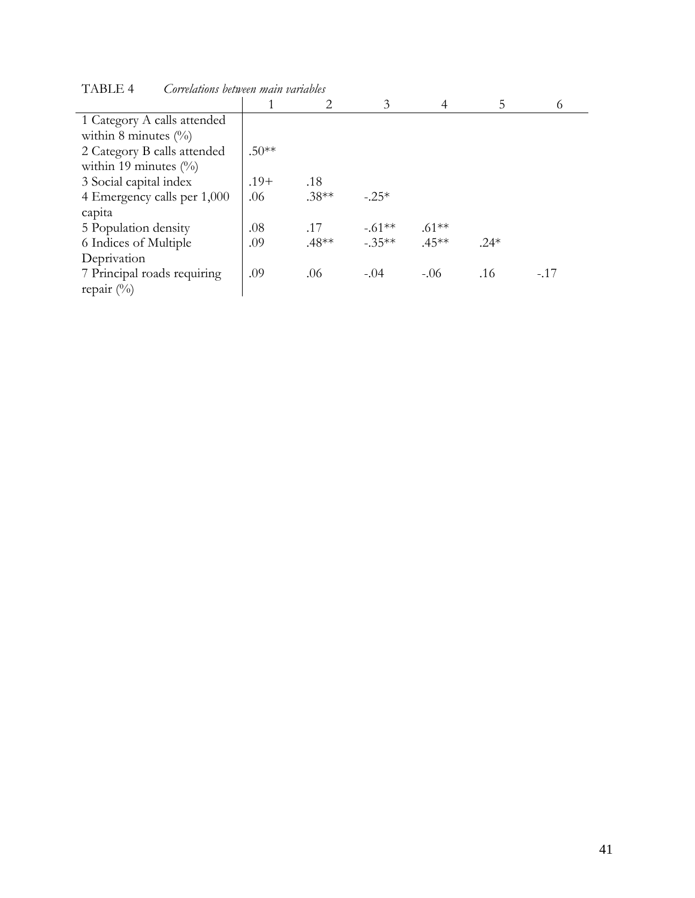TABLE 4 *Correlations between main variables*

| | 1 | 2 | 3 | 4 | 5 | 6 |
|---|---|---|---|---|---|---|
| 1 Category A calls attended within 8 minutes (%) | | | | | | |
| 2 Category B calls attended within 19 minutes (%) | .50** | | | | | |
| 3 Social capital index | .19+ | .18 | | | | |
| 4 Emergency calls per 1,000 capita | .06 | .38** | -.25* | | | |
| 5 Population density | .08 | .17 | -.61** | .61** | | |
| 6 Indices of Multiple Deprivation | .09 | .48** | -.35** | .45** | .24* | |
| 7 Principal roads requiring repair (%) | .09 | .06 | -.04 | -.06 | .16 | -.17 |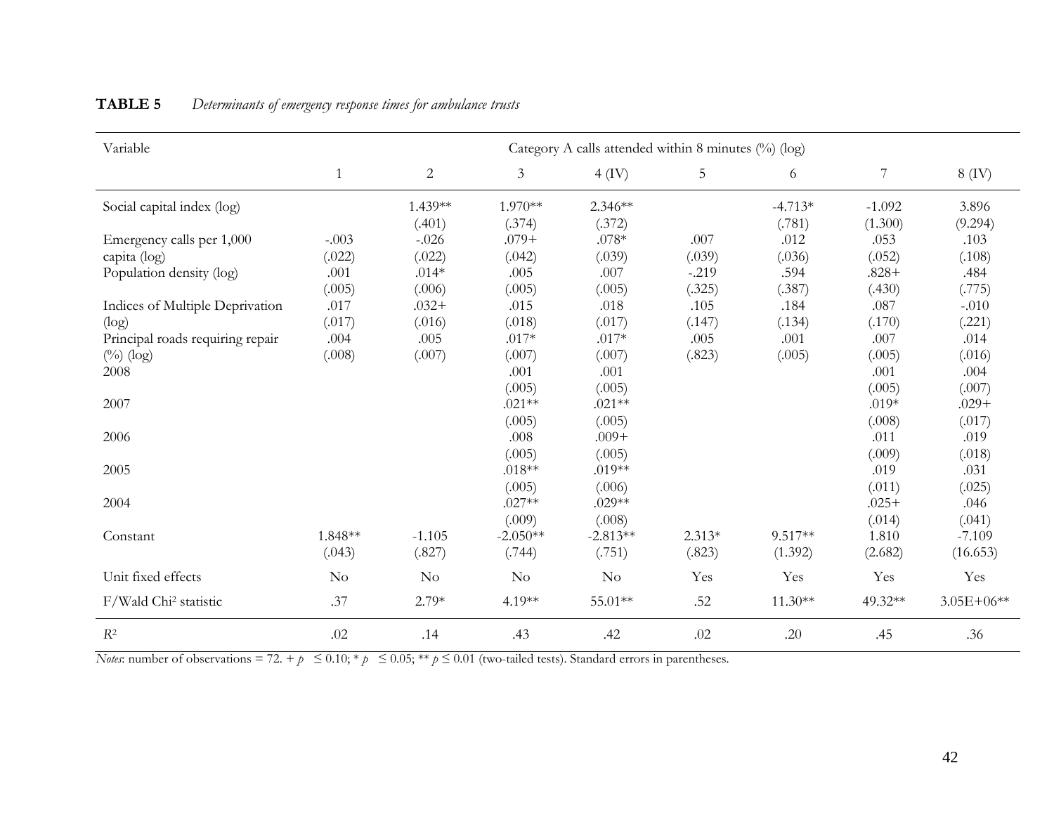**TABLE 5** *Determinants of emergency response times for ambulance trusts*

| Variable | Category A calls attended within 8 minutes (%) (log) | | | | | | | |
|---|---|---|---|---|---|---|---|---|
| | 1 | 2 | 3 | 4 (IV) | 5 | 6 | 7 | 8 (IV) |
| Social capital index (log) | | 1.439** (.401) | 1.970** (.374) | 2.346** (.372) | | -4.713* (.781) | -1.092 (1.300) | 3.896 (9.294) |
| Emergency calls per 1,000 capita (log) | -.003 (.022) | -.026 (.022) | .079+ (.042) | .078* (.039) | .007 (.039) | .012 (.036) | .053 (.052) | .103 (.108) |
| Population density (log) | .001 (.005) | .014* (.006) | .005 (.005) | .007 (.005) | -.219 (.325) | .594 (.387) | .828+ (.430) | .484 (.775) |
| Indices of Multiple Deprivation (log) | .017 (.017) | .032+ (.016) | .015 (.018) | .018 (.017) | .105 (.147) | .184 (.134) | .087 (.170) | -.010 (.221) |
| Principal roads requiring repair (%) (log) | .004 (.008) | .005 (.007) | .017* (.007) | .017* (.007) | .005 (.823) | .001 (.005) | .007 (.005) | .014 (.016) |
| 2008 | | | .001 (.005) | .001 (.005) | | | .001 (.005) | .004 (.007) |
| 2007 | | | .021** (.005) | .021** (.005) | | | .019* (.008) | .029+ (.017) |
| 2006 | | | .008 (.005) | .009+ (.005) | | | .011 (.009) | .019 (.018) |
| 2005 | | | .018** (.005) | .019** (.006) | | | .019 (.011) | .031 (.025) |
| 2004 | | | .027** (.009) | .029** (.008) | | | .025+ (.014) | .046 (.041) |
| Constant | 1.848** (.043) | -1.105 (.827) | -2.050** (.744) | -2.813** (.751) | 2.313* (.823) | 9.517** (1.392) | 1.810 (2.682) | -7.109 (16.653) |
| Unit fixed effects | No | No | No | No | Yes | Yes | Yes | Yes |
| F/Wald Chi² statistic | .37 | 2.79* | 4.19** | 55.01** | .52 | 11.30** | 49.32** | 3.05E+06** |
| $R^2$ | .02 | .14 | .43 | .42 | .02 | .20 | .45 | .36 |

*Notes*: number of observations = 72. + $p \leq 0.10$; * $p \leq 0.05$; ** $p \leq 0.01$ (two-tailed tests). Standard errors in parentheses.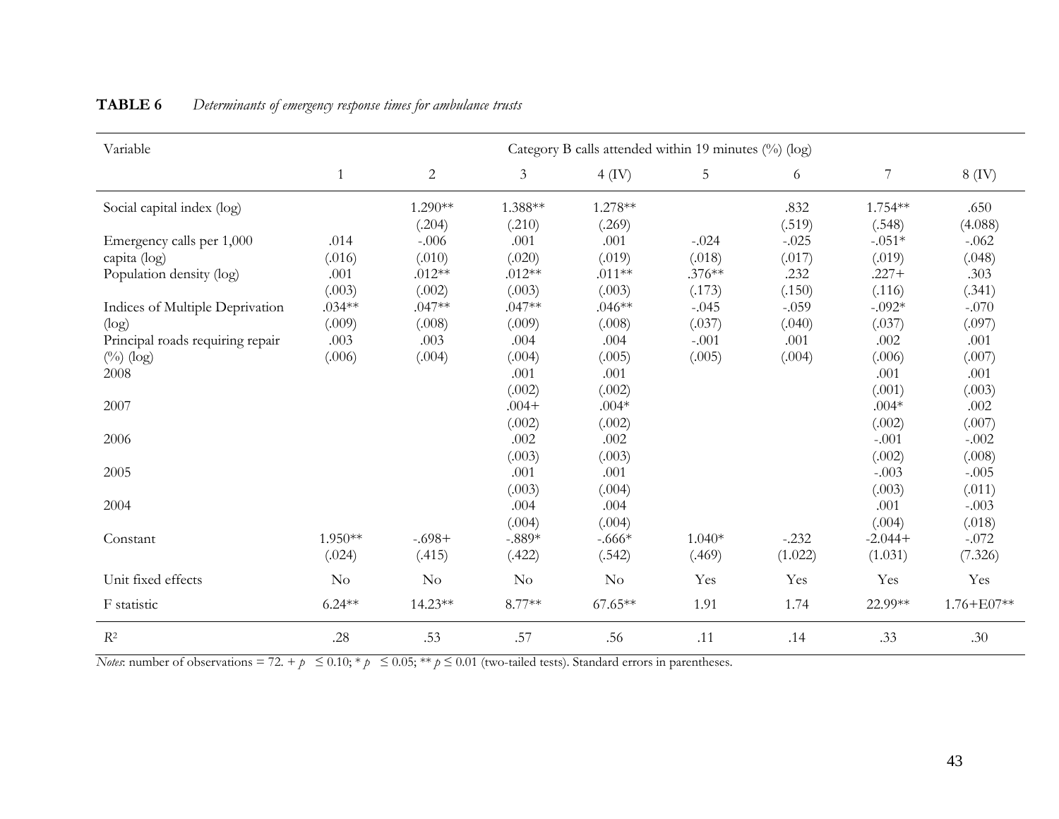**TABLE 6** *Determinants of emergency response times for ambulance trusts*

| Variable | Category B calls attended within 19 minutes (%) (log) | | | | | | | |
|---|---|---|---|---|---|---|---|---|
| | 1 | 2 | 3 | 4 (IV) | 5 | 6 | 7 | 8 (IV) |
| Social capital index (log) | | 1.290** | 1.388** | 1.278** | | .832 | 1.754** | .650 |
| | | (.204) | (.210) | (.269) | | (.519) | (.548) | (4.088) |
| Emergency calls per 1,000 capita (log) | .014 | -.006 | .001 | .001 | -.024 | -.025 | -.051* | -.062 |
| | (.016) | (.010) | (.020) | (.019) | (.018) | (.017) | (.019) | (.048) |
| Population density (log) | .001 | .012** | .012** | .011** | .376** | .232 | .227+ | .303 |
| | (.003) | (.002) | (.003) | (.003) | (.173) | (.150) | (.116) | (.341) |
| Indices of Multiple Deprivation (log) | .034** | .047** | .047** | .046** | -.045 | -.059 | -.092* | -.070 |
| | (.009) | (.008) | (.009) | (.008) | (.037) | (.040) | (.037) | (.097) |
| Principal roads requiring repair (%) (log) | .003 | .003 | .004 | .004 | -.001 | .001 | .002 | .001 |
| | (.006) | (.004) | (.004) | (.005) | (.005) | (.004) | (.006) | (.007) |
| 2008 | | | .001 | .001 | | | .001 | .001 |
| | | | (.002) | (.002) | | | (.001) | (.003) |
| 2007 | | | .004+ | .004* | | | .004* | .002 |
| | | | (.002) | (.002) | | | (.002) | (.007) |
| 2006 | | | .002 | .002 | | | -.001 | -.002 |
| | | | (.003) | (.003) | | | (.002) | (.008) |
| 2005 | | | .001 | .001 | | | -.003 | -.005 |
| | | | (.003) | (.004) | | | (.003) | (.011) |
| 2004 | | | .004 | .004 | | | .001 | -.003 |
| | | | (.004) | (.004) | | | (.004) | (.018) |
| Constant | 1.950** | -.698+ | -.889* | -.666* | 1.040* | -.232 | -2.044+ | -.072 |
| | (.024) | (.415) | (.422) | (.542) | (.469) | (1.022) | (1.031) | (7.326) |
| Unit fixed effects | No | No | No | No | Yes | Yes | Yes | Yes |
| F statistic | 6.24** | 14.23** | 8.77** | 67.65** | 1.91 | 1.74 | 22.99** | 1.76+E07** |
| $R^2$ | .28 | .53 | .57 | .56 | .11 | .14 | .33 | .30 |

*Notes*: number of observations = 72. + $p \leq 0.10$; * $p \leq 0.05$; ** $p \leq 0.01$ (two-tailed tests). Standard errors in parentheses.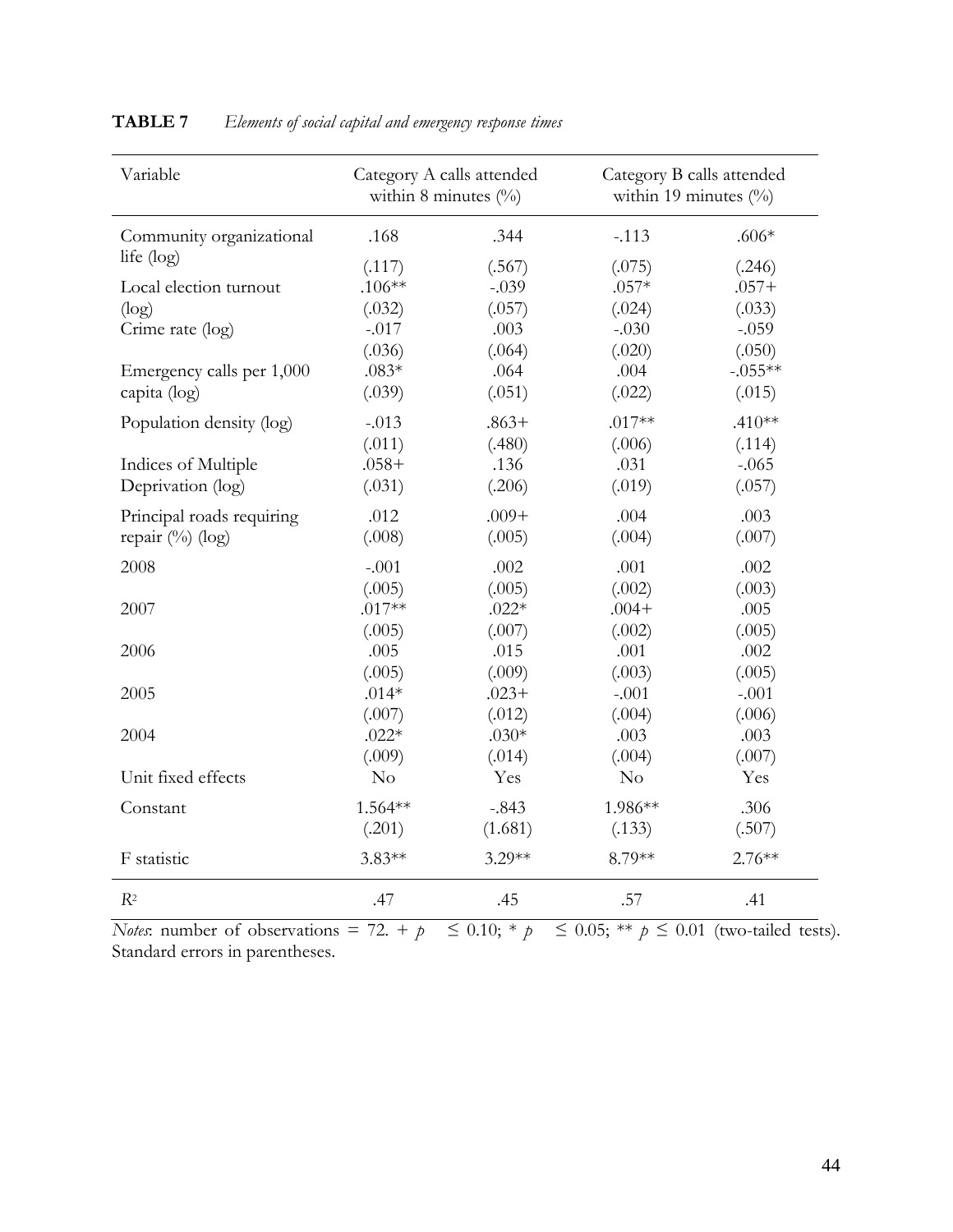**TABLE 7** *Elements of social capital and emergency response times*

| Variable | Category A calls attended within 8 minutes (%) | | Category B calls attended within 19 minutes (%) | |
|---|---|---|---|---|
| Community organizational life (log) | .168 | .344 | -.113 | .606* |
| | (.117) | (.567) | (.075) | (.246) |
| Local election turnout (log) | .106** | -.039 | .057* | .057+ |
| | (.032) | (.057) | (.024) | (.033) |
| Crime rate (log) | -.017 | .003 | -.030 | -.059 |
| | (.036) | (.064) | (.020) | (.050) |
| Emergency calls per 1,000 capita (log) | .083* | .064 | .004 | -.055** |
| | (.039) | (.051) | (.022) | (.015) |
| Population density (log) | -.013 | .863+ | .017** | .410** |
| | (.011) | (.480) | (.006) | (.114) |
| Indices of Multiple Deprivation (log) | .058+ | .136 | .031 | -.065 |
| | (.031) | (.206) | (.019) | (.057) |
| Principal roads requiring repair (%) (log) | .012 | .009+ | .004 | .003 |
| | (.008) | (.005) | (.004) | (.007) |
| 2008 | -.001 | .002 | .001 | .002 |
| | (.005) | (.005) | (.002) | (.003) |
| 2007 | .017** | .022* | .004+ | .005 |
| | (.005) | (.007) | (.002) | (.005) |
| 2006 | .005 | .015 | .001 | .002 |
| | (.005) | (.009) | (.003) | (.005) |
| 2005 | .014* | .023+ | -.001 | -.001 |
| | (.007) | (.012) | (.004) | (.006) |
| 2004 | .022* | .030* | .003 | .003 |
| | (.009) | (.014) | (.004) | (.007) |
| Unit fixed effects | No | Yes | No | Yes |
| Constant | 1.564** | -.843 | 1.986** | .306 |
| | (.201) | (1.681) | (.133) | (.507) |
| F statistic | 3.83** | 3.29** | 8.79** | 2.76** |
| $R^2$ | .47 | .45 | .57 | .41 |

*Notes*: number of observations = 72. + $p \leq 0.10$; * $p \leq 0.05$; ** $p \leq 0.01$ (two-tailed tests). Standard errors in parentheses.